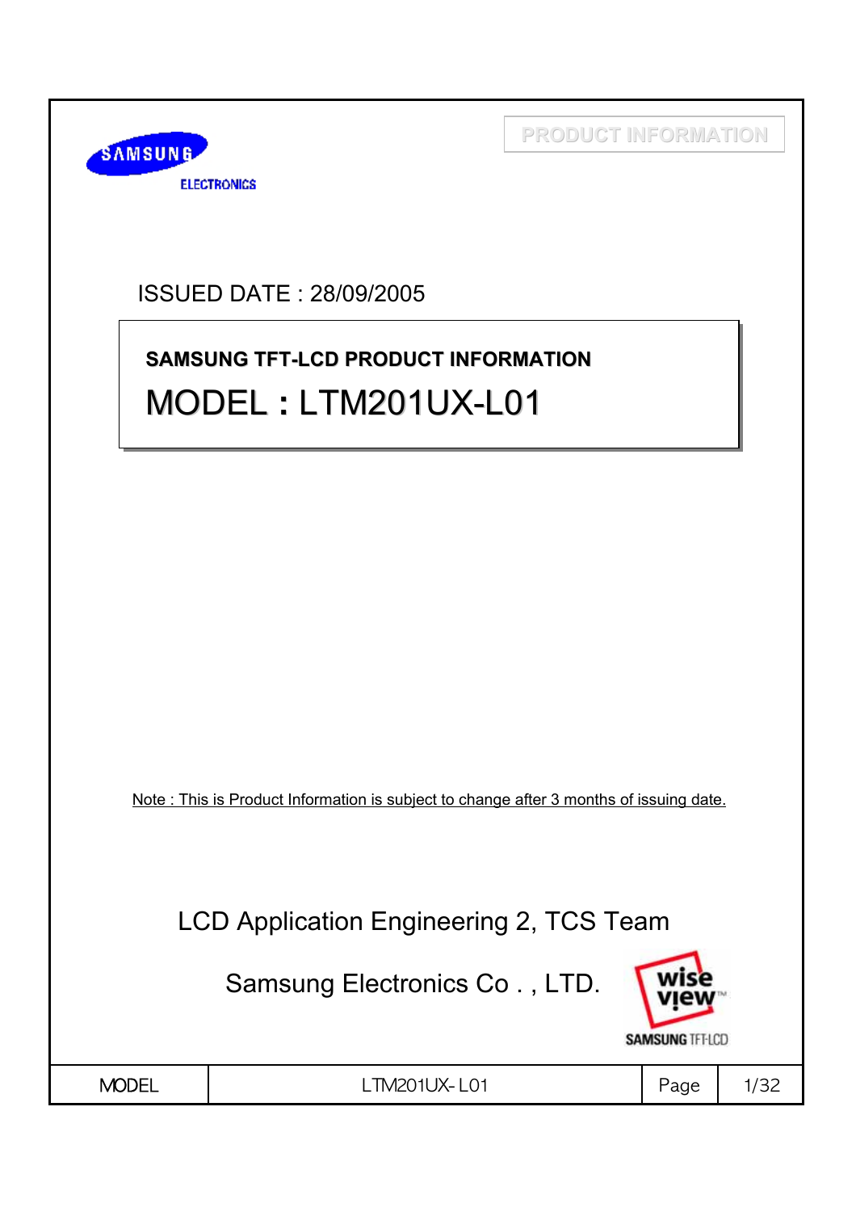PRODUCT INFORMATION

ISSUED DATE : 28/09/2005

**SAMSUNG TFT-LCD PRODUCT INFORMATION**

# MODEL : LTM201UX-L01

Note : This is Product Information is subject to change after 3 months of issuing date.

LCD Application Engineering 2, TCS Team

Samsung Electronics Co . , LTD.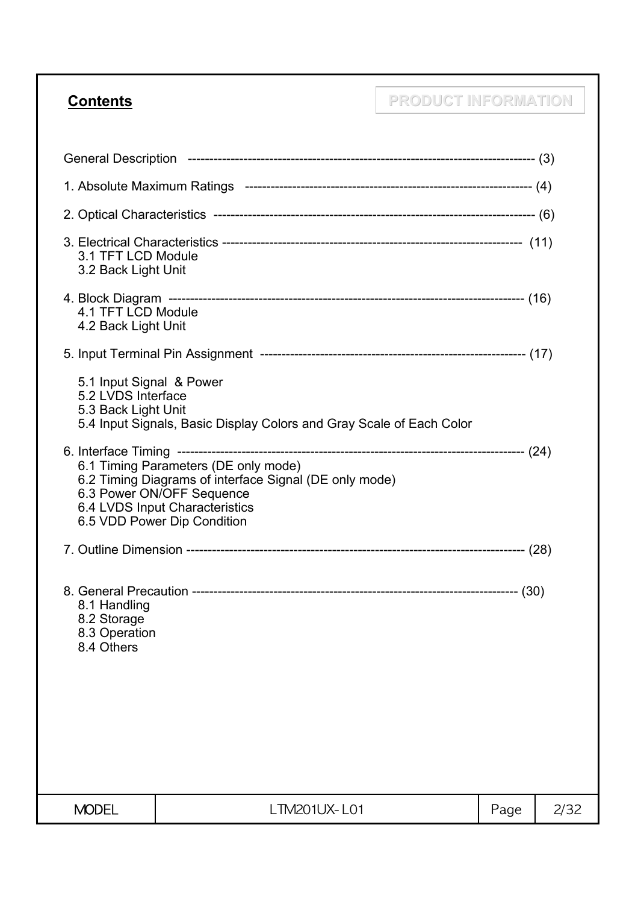## Contents

PRODUCT INFORMATION

General Description ---------------------------------------------------------------------------------- (3)

1. Absolute Maximum Ratings ------------------------------------------------------------------ (4)

2. Optical Characteristics ------------------------------------------------------------------------ (6)

3. Electrical Characteristics ------------------------------------------------------------------- (11)
   - 3.1 TFT LCD Module
   - 3.2 Back Light Unit

4. Block Diagram -------------------------------------------------------------------------------- (16)
   - 4.1 TFT LCD Module
   - 4.2 Back Light Unit

5. Input Terminal Pin Assignment ------------------------------------------------------------- (17)
   - 5.1 Input Signal & Power
   - 5.2 LVDS Interface
   - 5.3 Back Light Unit
   - 5.4 Input Signals, Basic Display Colors and Gray Scale of Each Color

6. Interface Timing ------------------------------------------------------------------------------ (24)
   - 6.1 Timing Parameters (DE only mode)
   - 6.2 Timing Diagrams of interface Signal (DE only mode)
   - 6.3 Power ON/OFF Sequence
   - 6.4 LVDS Input Characteristics
   - 6.5 VDD Power Dip Condition

7. Outline Dimension ---------------------------------------------------------------------------- (28)

8. General Precaution ------------------------------------------------------------------------- (30)
   - 8.1 Handling
   - 8.2 Storage
   - 8.3 Operation
   - 8.4 Others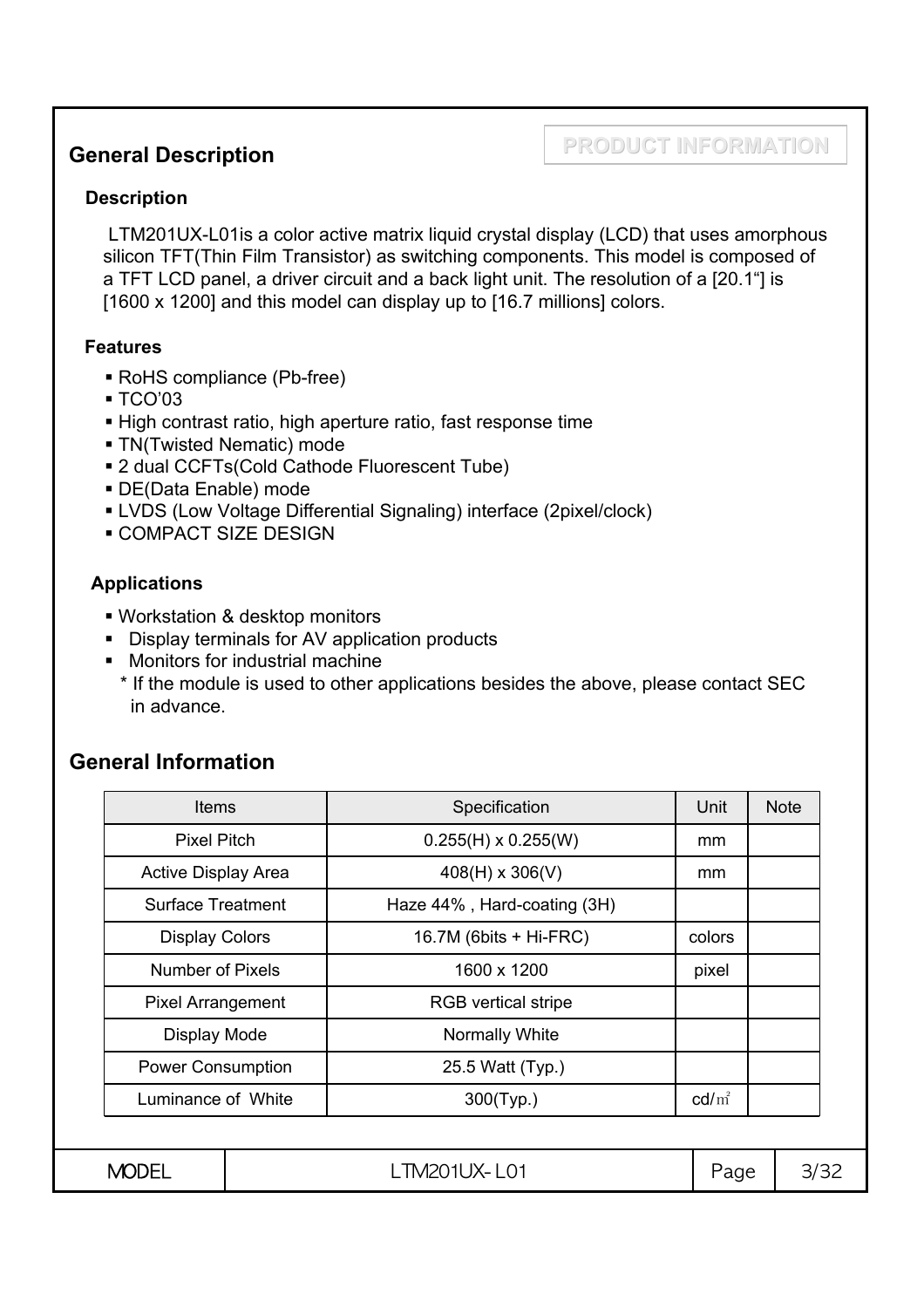## General Description

**PRODUCT INFORMATION**

### Description

LTM201UX-L01is a color active matrix liquid crystal display (LCD) that uses amorphous silicon TFT(Thin Film Transistor) as switching components. This model is composed of a TFT LCD panel, a driver circuit and a back light unit. The resolution of a [20.1"] is [1600 x 1200] and this model can display up to [16.7 millions] colors.

### Features

- RoHS compliance (Pb-free)
- TCO'03
- High contrast ratio, high aperture ratio, fast response time
- TN(Twisted Nematic) mode
- 2 dual CCFTs(Cold Cathode Fluorescent Tube)
- DE(Data Enable) mode
- LVDS (Low Voltage Differential Signaling) interface (2pixel/clock)
- COMPACT SIZE DESIGN

### Applications

- Workstation & desktop monitors
- Display terminals for AV application products
- Monitors for industrial machine

\* If the module is used to other applications besides the above, please contact SEC in advance.

## General Information

| Items | Specification | Unit | Note |
|---|---|---|---|
| Pixel Pitch | 0.255(H) x 0.255(W) | mm | |
| Active Display Area | 408(H) x 306(V) | mm | |
| Surface Treatment | Haze 44% , Hard-coating (3H) | | |
| Display Colors | 16.7M (6bits + Hi-FRC) | colors | |
| Number of Pixels | 1600 x 1200 | pixel | |
| Pixel Arrangement | RGB vertical stripe | | |
| Display Mode | Normally White | | |
| Power Consumption | 25.5 Watt (Typ.) | | |
| Luminance of White | 300(Typ.) | cd/$m^2$ | |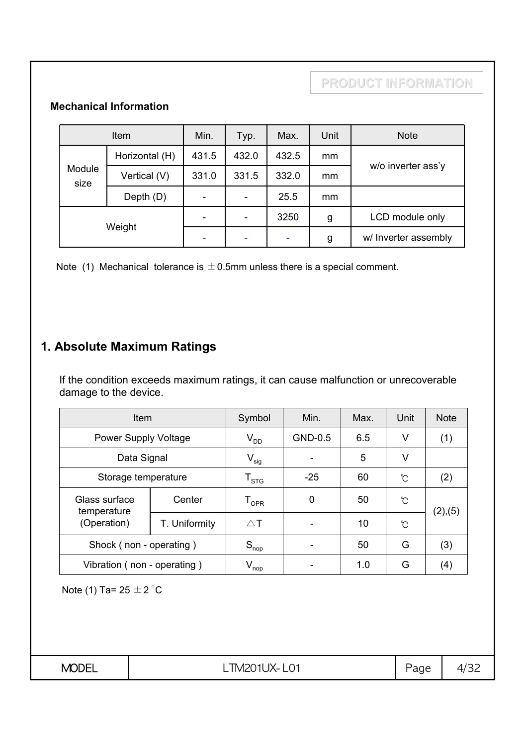PRODUCT INFORMATION

### Mechanical Information

| Item | | Min. | Typ. | Max. | Unit | Note |
|---|---|---|---|---|---|---|
| Module size | Horizontal (H) | 431.5 | 432.0 | 432.5 | mm | w/o inverter ass'y |
| | Vertical (V) | 331.0 | 331.5 | 332.0 | mm | |
| | Depth (D) | - | - | 25.5 | mm | |
| Weight | | - | - | 3250 | g | LCD module only |
| | | - | - | - | g | w/ Inverter assembly |

Note (1) Mechanical tolerance is ±0.5mm unless there is a special comment.

## 1. Absolute Maximum Ratings

If the condition exceeds maximum ratings, it can cause malfunction or unrecoverable damage to the device.

| Item | | Symbol | Min. | Max. | Unit | Note |
|---|---|---|---|---|---|---|
| Power Supply Voltage | | $V_{DD}$ | GND-0.5 | 6.5 | V | (1) |
| Data Signal | | $V_{sig}$ | - | 5 | V | |
| Storage temperature | | $T_{STG}$ | -25 | 60 | ℃ | (2) |
| Glass surface temperature (Operation) | Center | $T_{OPR}$ | 0 | 50 | ℃ | (2),(5) |
| | T. Uniformity | △T | - | 10 | ℃ | |
| Shock ( non - operating ) | | $S_{nop}$ | - | 50 | G | (3) |
| Vibration ( non - operating ) | | $V_{nop}$ | - | 1.0 | G | (4) |

Note (1) Ta= 25 ±2°C

| MODEL | LTM201UX-L01 | Page | 4/32 |
|---|---|---|---|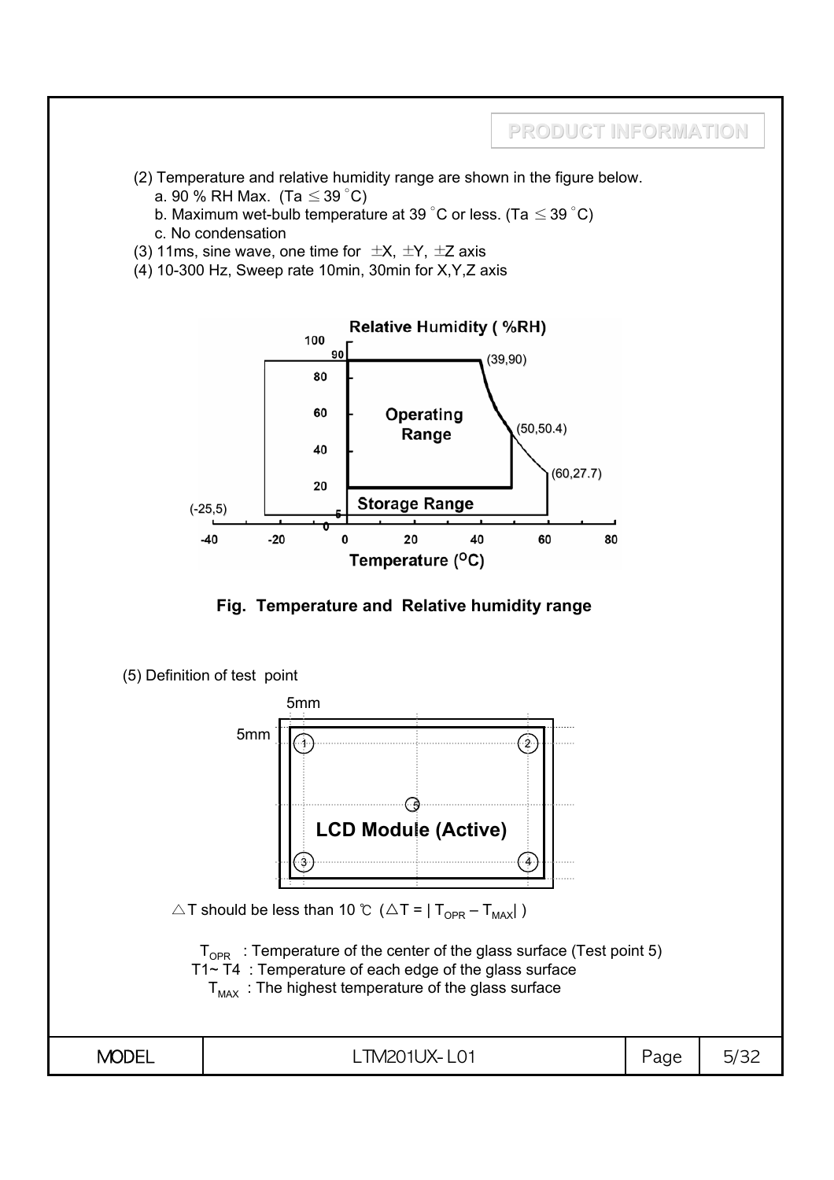(2) Temperature and relative humidity range are shown in the figure below.

a. 90 % RH Max. (Ta ≤ 39 °C)

b. Maximum wet-bulb temperature at 39 °C or less. (Ta ≤ 39 °C)

c. No condensation

(3) 11ms, sine wave, one time for ±X, ±Y, ±Z axis

(4) 10-300 Hz, Sweep rate 10min, 30min for X,Y,Z axis

Relative Humidity ( %RH)

Operating Range

Storage Range

(39,90) (50,50.4) (60,27.7) (-25,5)

Temperature (°C)

**Fig. Temperature and Relative humidity range**

(5) Definition of test point

5mm

5mm

LCD Module (Active)

△T should be less than 10 ℃ ($\triangle T = | T_{OPR} – T_{MAX}|$ )

$T_{OPR}$ : Temperature of the center of the glass surface (Test point 5)

T1~ T4 : Temperature of each edge of the glass surface

$T_{MAX}$ : The highest temperature of the glass surface

| MODEL | LTM201UX- L01 |
|---|---|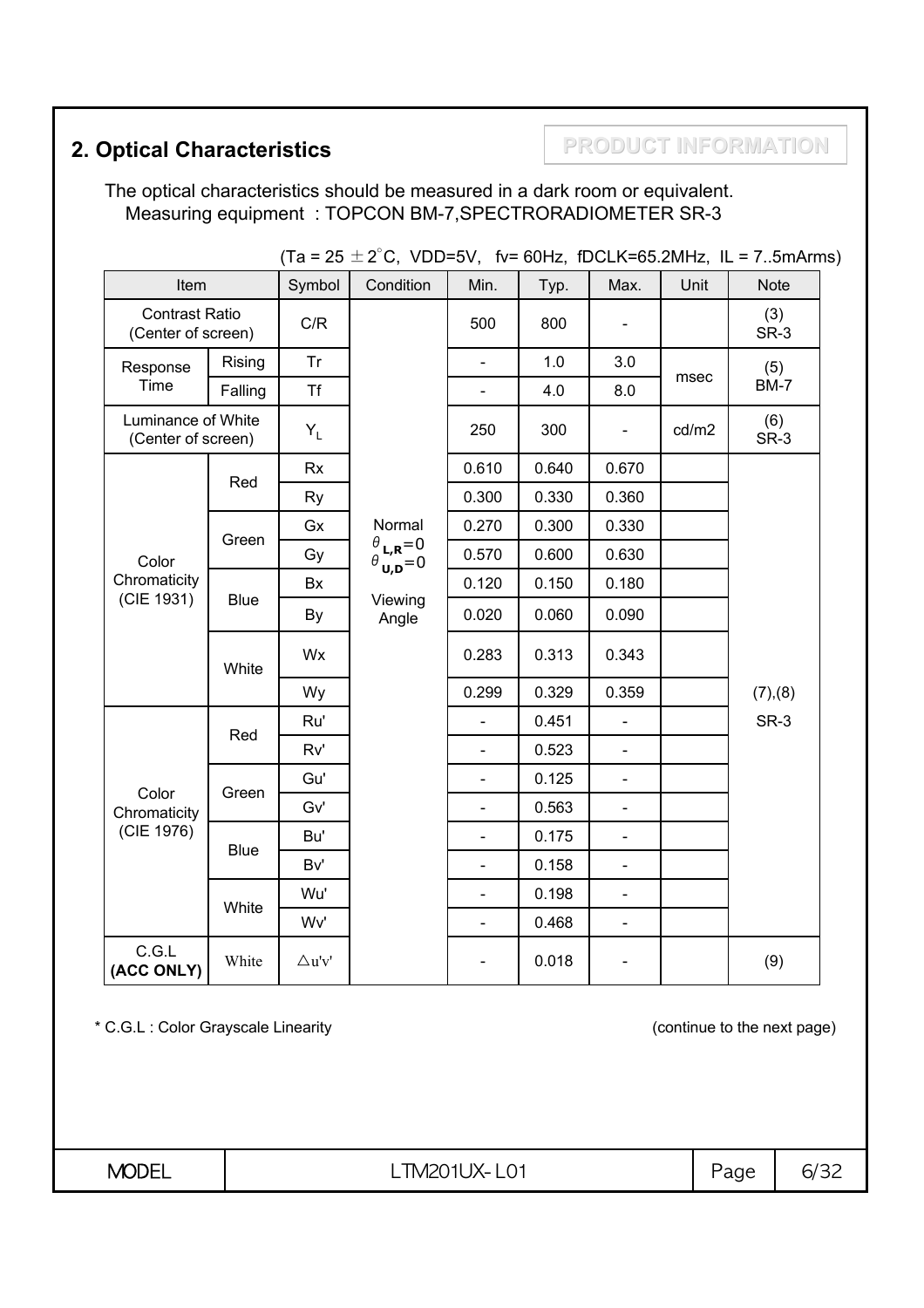## 2. Optical Characteristics

**PRODUCT INFORMATION**

The optical characteristics should be measured in a dark room or equivalent.
Measuring equipment : TOPCON BM-7,SPECTRORADIOMETER SR-3

(Ta = 25 ± 2°C, VDD=5V, fv= 60Hz, fDCLK=65.2MHz, IL = 7..5mArms)

| Item | | Symbol | Condition | Min. | Typ. | Max. | Unit | Note |
|---|---|---|---|---|---|---|---|---|
| Contrast Ratio (Center of screen) | | C/R | Normal $\theta_{L,R}=0$ $\theta_{U,D}=0$ Viewing Angle | 500 | 800 | - | | (3) SR-3 |
| Response Time | Rising | Tr | | - | 1.0 | 3.0 | msec | (5) BM-7 |
| | Falling | Tf | | - | 4.0 | 8.0 | | |
| Luminance of White (Center of screen) | | $Y_L$ | | 250 | 300 | - | cd/m2 | (6) SR-3 |
| Color Chromaticity (CIE 1931) | Red | Rx | | 0.610 | 0.640 | 0.670 | | (7),(8) SR-3 |
| | | Ry | | 0.300 | 0.330 | 0.360 | | |
| | Green | Gx | | 0.270 | 0.300 | 0.330 | | |
| | | Gy | | 0.570 | 0.600 | 0.630 | | |
| | Blue | Bx | | 0.120 | 0.150 | 0.180 | | |
| | | By | | 0.020 | 0.060 | 0.090 | | |
| | White | Wx | | 0.283 | 0.313 | 0.343 | | |
| | | Wy | | 0.299 | 0.329 | 0.359 | | |
| Color Chromaticity (CIE 1976) | Red | Ru' | | - | 0.451 | - | | |
| | | Rv' | | - | 0.523 | - | | |
| | Green | Gu' | | - | 0.125 | - | | |
| | | Gv' | | - | 0.563 | - | | |
| | Blue | Bu' | | - | 0.175 | - | | |
| | | Bv' | | - | 0.158 | - | | |
| | White | Wu' | | - | 0.198 | - | | |
| | | Wv' | | - | 0.468 | - | | |
| C.G.L **(ACC ONLY)** | White | $\triangle$u'v' | | - | 0.018 | - | | (9) |

\* C.G.L : Color Grayscale Linearity

(continue to the next page)

| MODEL | LTM201UX-L01 |
|---|---|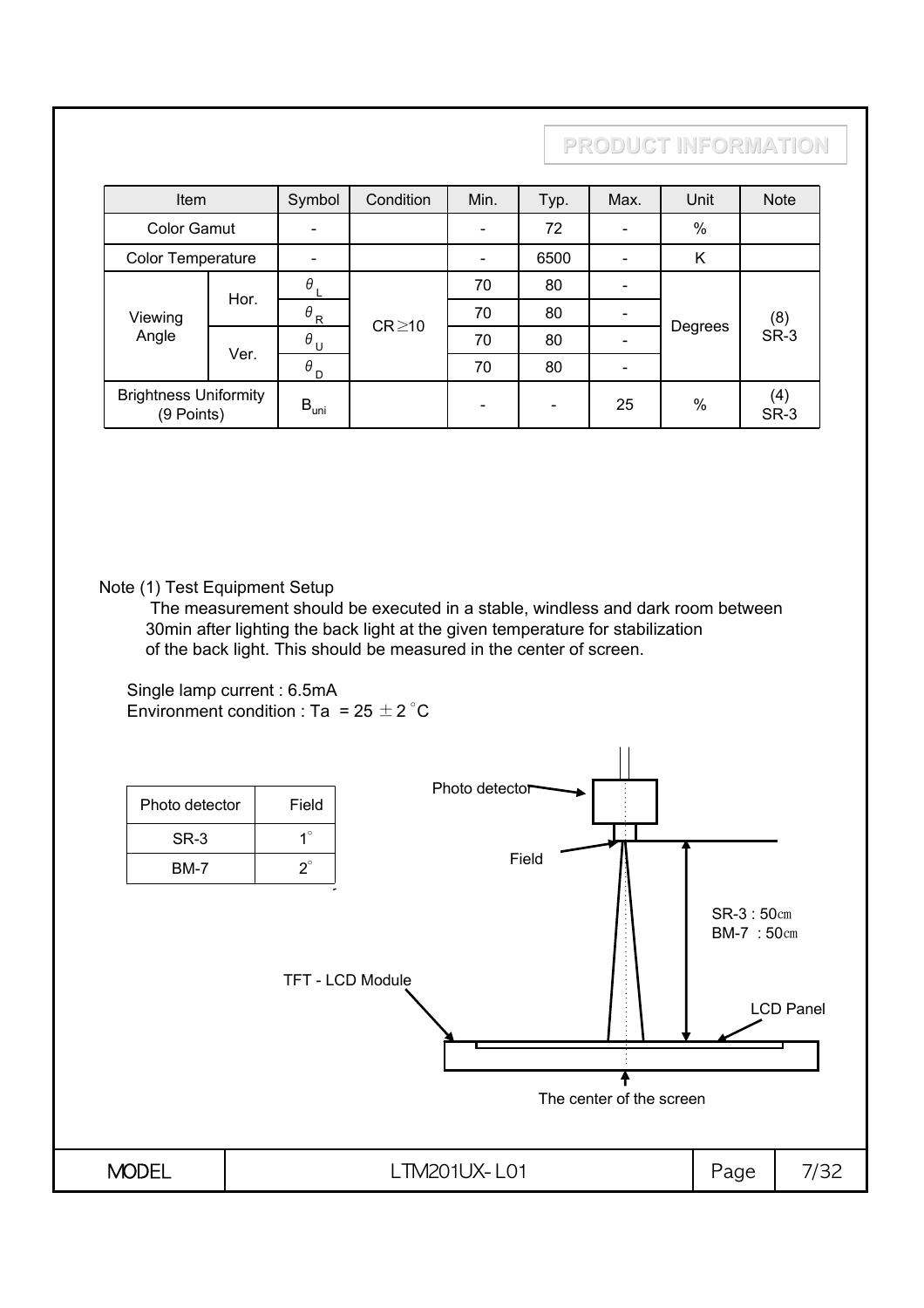PRODUCT INFORMATION

| Item | | Symbol | Condition | Min. | Typ. | Max. | Unit | Note |
|---|---|---|---|---|---|---|---|---|
| Color Gamut | | - | | - | 72 | - | % | |
| Color Temperature | | - | | - | 6500 | - | K | |
| Viewing Angle | Hor. | $\theta_L$ | CR≥10 | 70 | 80 | - | Degrees | (8) SR-3 |
| | | $\theta_R$ | | 70 | 80 | - | | |
| | Ver. | $\theta_U$ | | 70 | 80 | - | | |
| | | $\theta_D$ | | 70 | 80 | - | | |
| Brightness Uniformity (9 Points) | | $B_{uni}$ | | - | - | 25 | % | (4) SR-3 |

Note (1) Test Equipment Setup

The measurement should be executed in a stable, windless and dark room between 30min after lighting the back light at the given temperature for stabilization of the back light. This should be measured in the center of screen.

Single lamp current : 6.5mA

Environment condition : Ta = 25 ± 2 °C

| Photo detector | Field |
|---|---|
| SR-3 | 1° |
| BM-7 | 2° |

Photo detector

Field

SR-3 : 50㎝
BM-7 : 50㎝

TFT - LCD Module

LCD Panel

The center of the screen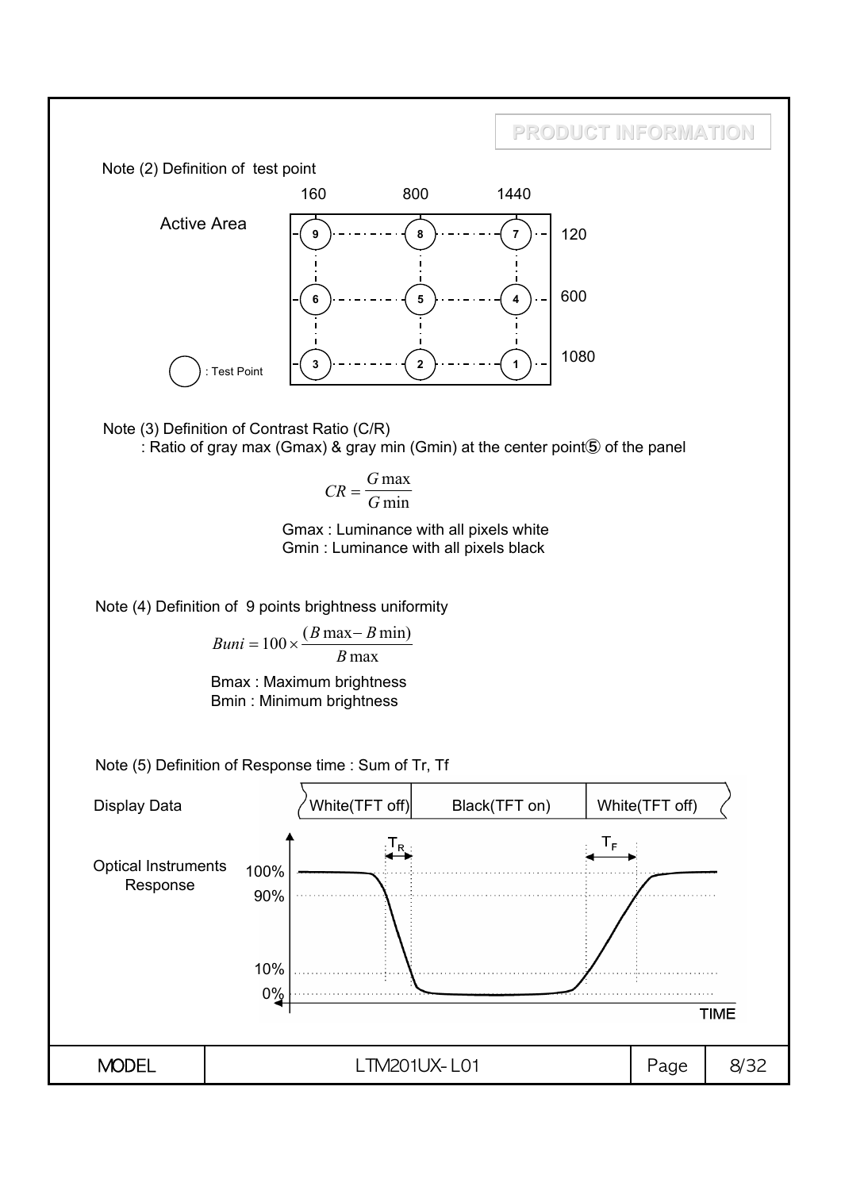Note (2) Definition of test point

Active Area

|  | 160 | 800 | 1440 |
|---|---|---|---|
| 120 | 9 | 8 | 7 |
| 600 | 6 | 5 | 4 |
| 1080 | 3 | 2 | 1 |

○ : Test Point

Note (3) Definition of Contrast Ratio (C/R)

: Ratio of gray max (Gmax) & gray min (Gmin) at the center point⑤ of the panel

$$CR = \frac{G\max}{G\min}$$

Gmax : Luminance with all pixels white
Gmin : Luminance with all pixels black

Note (4) Definition of 9 points brightness uniformity

$$Buni = 100 \times \frac{(B\max - B\min)}{B\max}$$

Bmax : Maximum brightness
Bmin : Minimum brightness

Note (5) Definition of Response time : Sum of Tr, Tf

Display Data: White(TFT off) | Black(TFT on) | White(TFT off)

Optical Instruments Response: 100%, 90%, 10%, 0%; $T_R$, $T_F$; TIME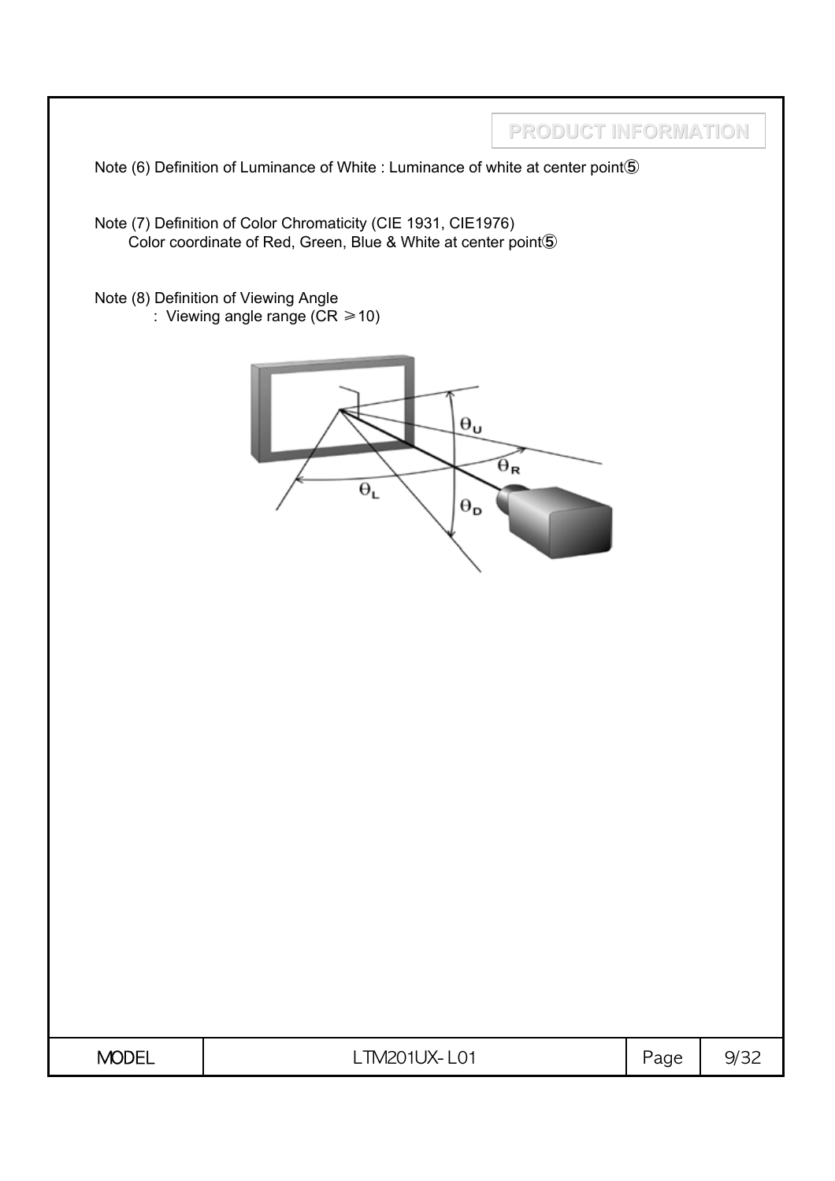Note (6) Definition of Luminance of White : Luminance of white at center point⑤

Note (7) Definition of Color Chromaticity (CIE 1931, CIE1976)
Color coordinate of Red, Green, Blue & White at center point⑤

Note (8) Definition of Viewing Angle
: Viewing angle range (CR ≥10)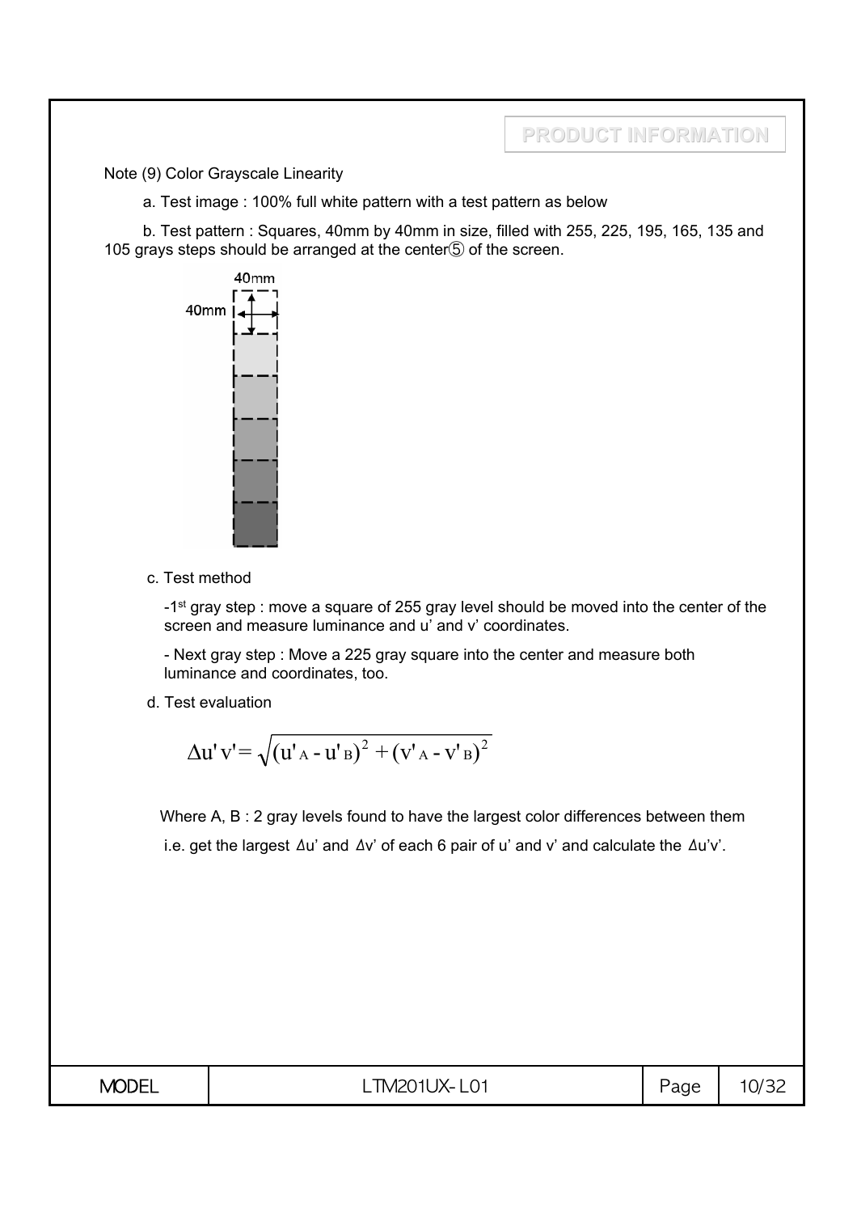Note (9) Color Grayscale Linearity

a. Test image : 100% full white pattern with a test pattern as below

b. Test pattern : Squares, 40mm by 40mm in size, filled with 255, 225, 195, 165, 135 and 105 grays steps should be arranged at the center⑤ of the screen.

40mm

40mm

c. Test method

-1st gray step : move a square of 255 gray level should be moved into the center of the screen and measure luminance and u' and v' coordinates.

- Next gray step : Move a 225 gray square into the center and measure both luminance and coordinates, too.

d. Test evaluation

$$\Delta u'v' = \sqrt{(u'_A - u'_B)^2 + (v'_A - v'_B)^2}$$

Where A, B : 2 gray levels found to have the largest color differences between them

i.e. get the largest Δu' and Δv' of each 6 pair of u' and v' and calculate the Δu'v'.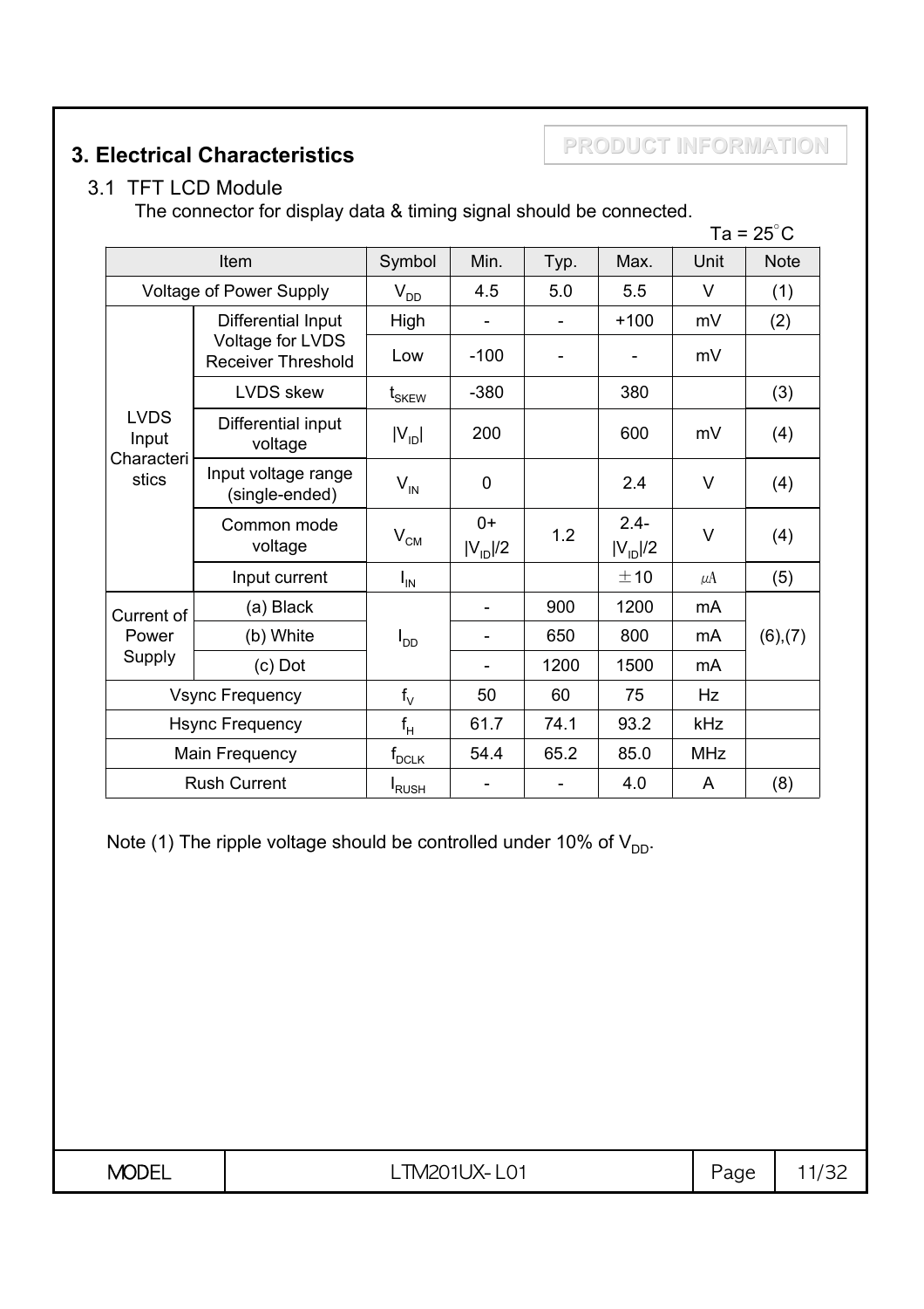## 3. Electrical Characteristics

PRODUCT INFORMATION

### 3.1 TFT LCD Module

The connector for display data & timing signal should be connected.

Ta = 25°C

| Item | | Symbol | Min. | Typ. | Max. | Unit | Note |
|---|---|---|---|---|---|---|---|
| Voltage of Power Supply | | $V_{DD}$ | 4.5 | 5.0 | 5.5 | V | (1) |
| LVDS Input Characteristics | Differential Input Voltage for LVDS Receiver Threshold | High | - | - | +100 | mV | (2) |
| | | Low | -100 | - | - | mV | |
| | LVDS skew | $t_{SKEW}$ | -380 | | 380 | | (3) |
| | Differential input voltage | $\|V_{ID}\|$ | 200 | | 600 | mV | (4) |
| | Input voltage range (single-ended) | $V_{IN}$ | 0 | | 2.4 | V | (4) |
| | Common mode voltage | $V_{CM}$ | 0+ $\|V_{ID}\|/2$ | 1.2 | 2.4- $\|V_{ID}\|/2$ | V | (4) |
| | Input current | $I_{IN}$ | | | ±10 | μA | (5) |
| Current of Power Supply | (a) Black | $I_{DD}$ | - | 900 | 1200 | mA | (6),(7) |
| | (b) White | | - | 650 | 800 | mA | |
| | (c) Dot | | - | 1200 | 1500 | mA | |
| Vsync Frequency | | $f_V$ | 50 | 60 | 75 | Hz | |
| Hsync Frequency | | $f_H$ | 61.7 | 74.1 | 93.2 | kHz | |
| Main Frequency | | $f_{DCLK}$ | 54.4 | 65.2 | 85.0 | MHz | |
| Rush Current | | $I_{RUSH}$ | - | - | 4.0 | A | (8) |

Note (1) The ripple voltage should be controlled under 10% of $V_{DD}$.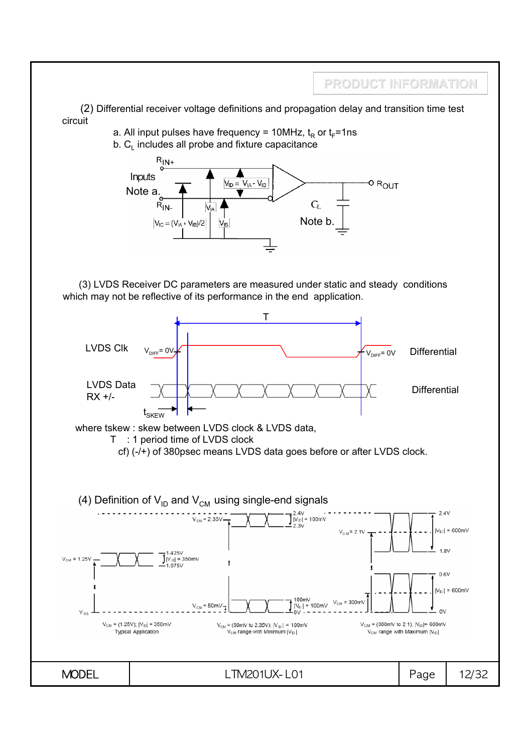(2) Differential receiver voltage definitions and propagation delay and transition time test circuit

a. All input pulses have frequency = 10MHz, $t_R$ or $t_F$=1ns

b. $C_L$ includes all probe and fixture capacitance

$R_{IN+}$

Inputs

Note a.

$R_{IN-}$

$V_{ID} = V_{IA} - V_{IB}$

$V_{IA}$

$V_{IC} = (V_{IA} + V_{IB})/2$

$V_{IB}$

$R_{OUT}$

$C_L$

Note b.

(3) LVDS Receiver DC parameters are measured under static and steady conditions which may not be reflective of its performance in the end application.

T

LVDS Clk $V_{DIFF}$ = 0V $V_{DIFF}$ = 0V Differential

LVDS Data RX +/- Differential

$t_{SKEW}$

where tskew : skew between LVDS clock & LVDS data,

T : 1 period time of LVDS clock

cf) (-/+) of 380psec means LVDS data goes before or after LVDS clock.

(4) Definition of $V_{ID}$ and $V_{CM}$ using single-end signals

$V_{CM}$ = 1.25V 1.425V $|V_{ID}|$ = 350mV 1.075V $V_{SS}$

$V_{CM}$ = (1.25V); $|V_{ID}|$ = 350mV
Typical Application

$V_{CM}$ = 2.35V 2.4V $|V_{ID}|$ = 100mV 2.3V

$V_{CM}$ = 50mV 100mV $|V_{ID}|$ = 100mV 0V

$V_{CM}$ = (50mV to 2.35V); $|V_{ID}|$ = 100mV
$V_{CM}$ range with Minimum $|V_{ID}|$

$V_{CM}$ = 2.1V 2.4V $|V_{ID}|$ = 600mV 1.8V

$V_{CM}$ = 300mV 0.6V $|V_{ID}|$ = 600mV 0V

$V_{CM}$ = (300mV to 2.1); $|V_{ID}|$= 600mV
$V_{CM}$ range with Maximum $|V_{ID}|$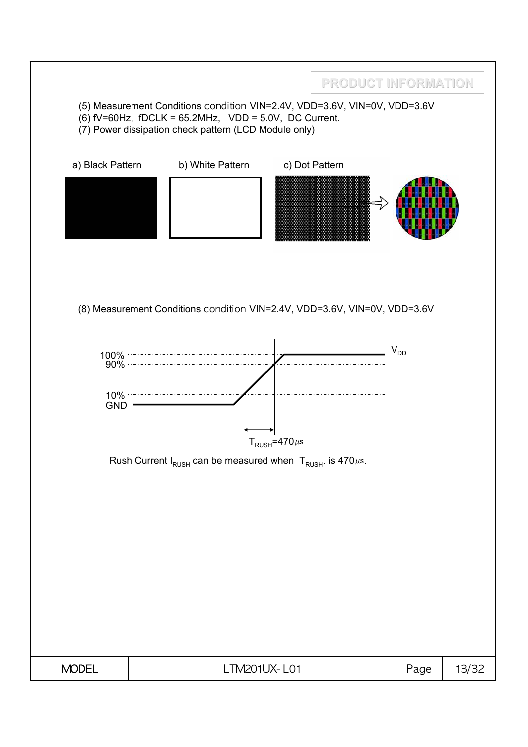(5) Measurement Conditions condition VIN=2.4V, VDD=3.6V, VIN=0V, VDD=3.6V

(6) fV=60Hz, fDCLK = 65.2MHz, VDD = 5.0V, DC Current.

(7) Power dissipation check pattern (LCD Module only)

a) Black Pattern b) White Pattern c) Dot Pattern

(8) Measurement Conditions condition VIN=2.4V, VDD=3.6V, VIN=0V, VDD=3.6V

100%
90%
10%
GND

$V_{DD}$

$T_{RUSH}$=470㎲

Rush Current $I_{RUSH}$ can be measured when $T_{RUSH}$. is 470㎲.

| MODEL | LTM201UX-L01 | Page | 13/32 |
| --- | --- | --- | --- |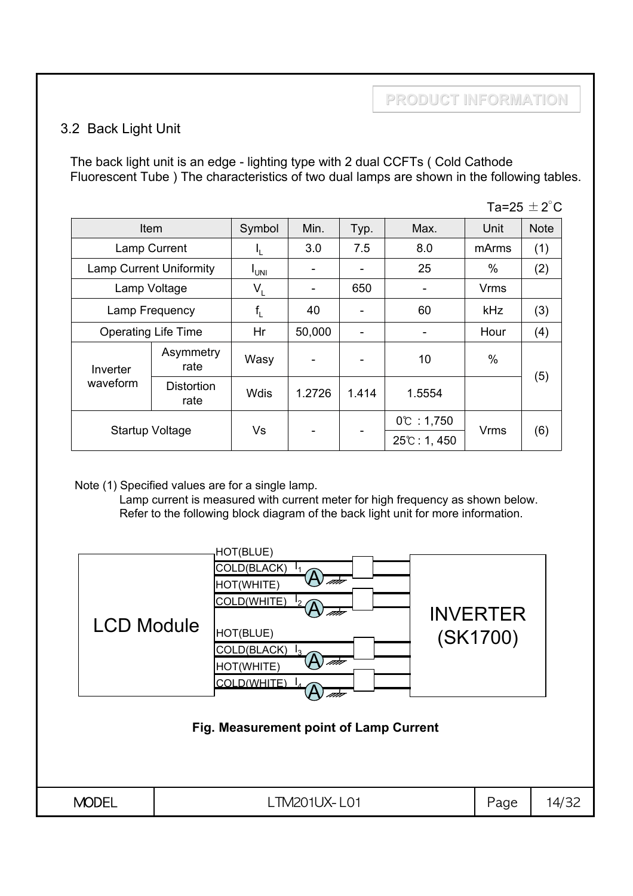## 3.2 Back Light Unit

The back light unit is an edge - lighting type with 2 dual CCFTs ( Cold Cathode Fluorescent Tube ) The characteristics of two dual lamps are shown in the following tables.

Ta=25 ±2°C

| Item | | Symbol | Min. | Typ. | Max. | Unit | Note |
|---|---|---|---|---|---|---|---|
| Lamp Current | | $I_L$ | 3.0 | 7.5 | 8.0 | mArms | (1) |
| Lamp Current Uniformity | | $I_{UNI}$ | - | - | 25 | % | (2) |
| Lamp Voltage | | $V_L$ | - | 650 | - | Vrms | |
| Lamp Frequency | | $f_L$ | 40 | - | 60 | kHz | (3) |
| Operating Life Time | | Hr | 50,000 | - | - | Hour | (4) |
| Inverter waveform | Asymmetry rate | Wasy | - | - | 10 | % | (5) |
| | Distortion rate | Wdis | 1.2726 | 1.414 | 1.5554 | | |
| Startup Voltage | | Vs | - | - | 0℃ : 1,750 | Vrms | (6) |
| | | | | | 25℃ : 1, 450 | | |

Note (1) Specified values are for a single lamp.
Lamp current is measured with current meter for high frequency as shown below.
Refer to the following block diagram of the back light unit for more information.

LCD Module — HOT(BLUE), COLD(BLACK) $I_1$, HOT(WHITE), COLD(WHITE) $I_2$, HOT(BLUE), COLD(BLACK) $I_3$, HOT(WHITE), COLD(WHITE) $I_4$ — INVERTER (SK1700)

**Fig. Measurement point of Lamp Current**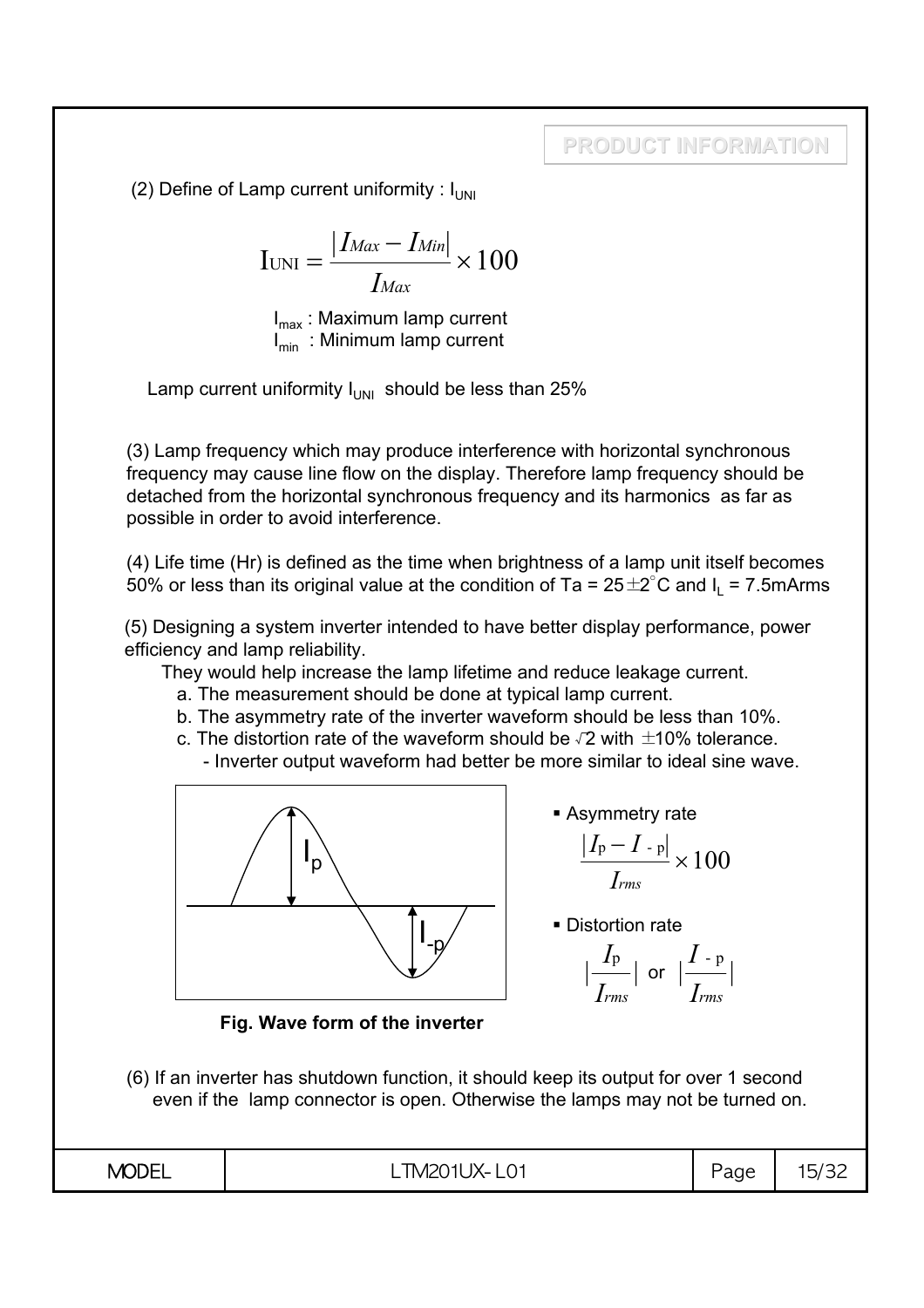PRODUCT INFORMATION

(2) Define of Lamp current uniformity : $I_{UNI}$

$$I_{UNI} = \frac{|I_{Max} - I_{Min}|}{I_{Max}} \times 100$$

$I_{max}$ : Maximum lamp current
$I_{min}$ : Minimum lamp current

Lamp current uniformity $I_{UNI}$ should be less than 25%

(3) Lamp frequency which may produce interference with horizontal synchronous frequency may cause line flow on the display. Therefore lamp frequency should be detached from the horizontal synchronous frequency and its harmonics as far as possible in order to avoid interference.

(4) Life time (Hr) is defined as the time when brightness of a lamp unit itself becomes 50% or less than its original value at the condition of Ta = 25±2°C and $I_L$ = 7.5mArms

(5) Designing a system inverter intended to have better display performance, power efficiency and lamp reliability.

They would help increase the lamp lifetime and reduce leakage current.

a. The measurement should be done at typical lamp current.
b. The asymmetry rate of the inverter waveform should be less than 10%.
c. The distortion rate of the waveform should be √2 with ±10% tolerance.
   - Inverter output waveform had better be more similar to ideal sine wave.

**Fig. Wave form of the inverter**

- Asymmetry rate

$$\frac{|I_p - I_{-p}|}{I_{rms}} \times 100$$

- Distortion rate

$$\left|\frac{I_p}{I_{rms}}\right| \text{ or } \left|\frac{I_{-p}}{I_{rms}}\right|$$

(6) If an inverter has shutdown function, it should keep its output for over 1 second even if the lamp connector is open. Otherwise the lamps may not be turned on.

| MODEL | LTM201UX-L01 | Page | 15/32 |
|---|---|---|---|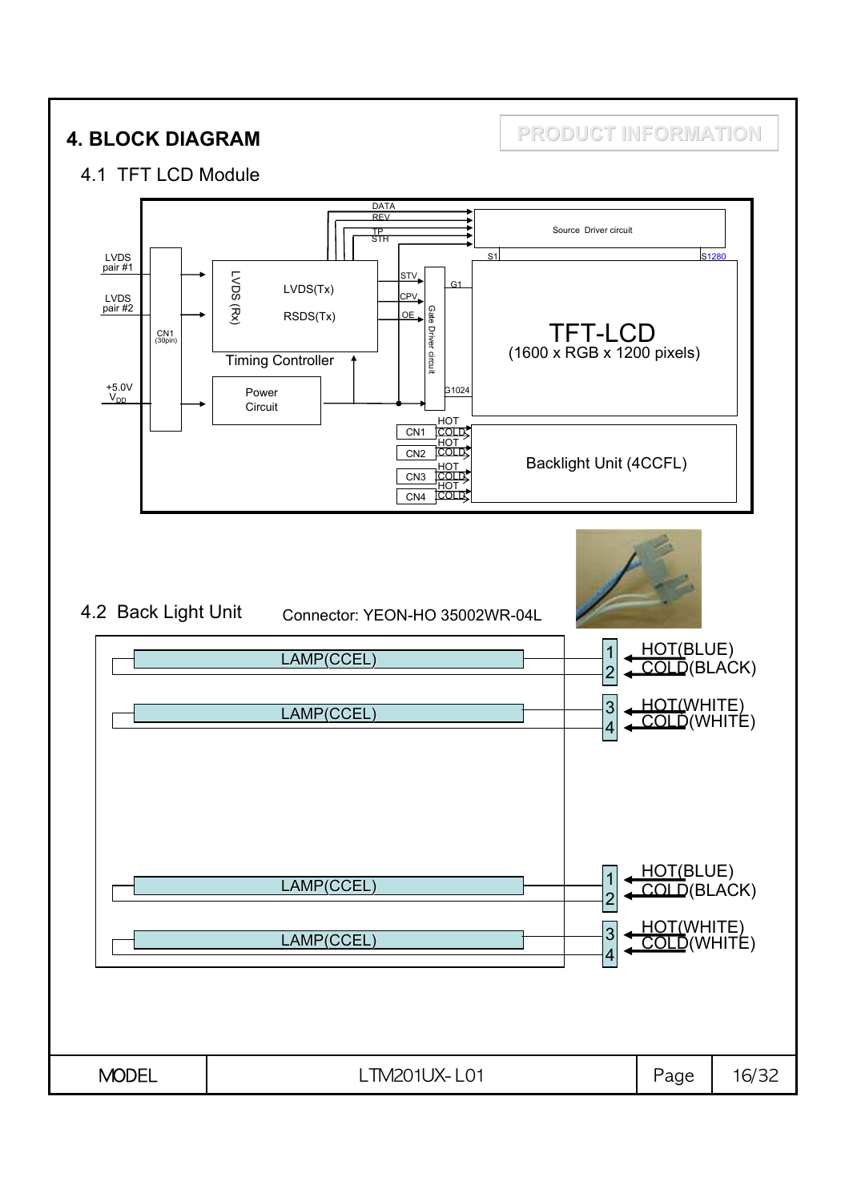## 4. BLOCK DIAGRAM

PRODUCT INFORMATION

### 4.1 TFT LCD Module

LVDS pair #1

LVDS pair #2

CN1 (30pin)

+5.0V $V_{DD}$

LVDS (Rx)

LVDS(Tx)

RSDS(Tx)

Timing Controller

Power Circuit

DATA

REV

TP

STH

Source Driver circuit

S1

S1280

STV

CPV

OE

Gate Driver circuit

G1

G1024

TFT-LCD

(1600 x RGB x 1200 pixels)

CN1 HOT COLD

CN2 HOT COLD

CN3 HOT COLD

CN4 HOT COLD

Backlight Unit (4CCFL)

### 4.2 Back Light Unit

Connector: YEON-HO 35002WR-04L

LAMP(CCEL)

LAMP(CCEL)

LAMP(CCEL)

LAMP(CCEL)

1 HOT(BLUE)

2 COLD(BLACK)

3 HOT(WHITE)

4 COLD(WHITE)

1 HOT(BLUE)

2 COLD(BLACK)

3 HOT(WHITE)

4 COLD(WHITE)

| MODEL | LTM201UX-L01 | Page | 16/32 |
|---|---|---|---|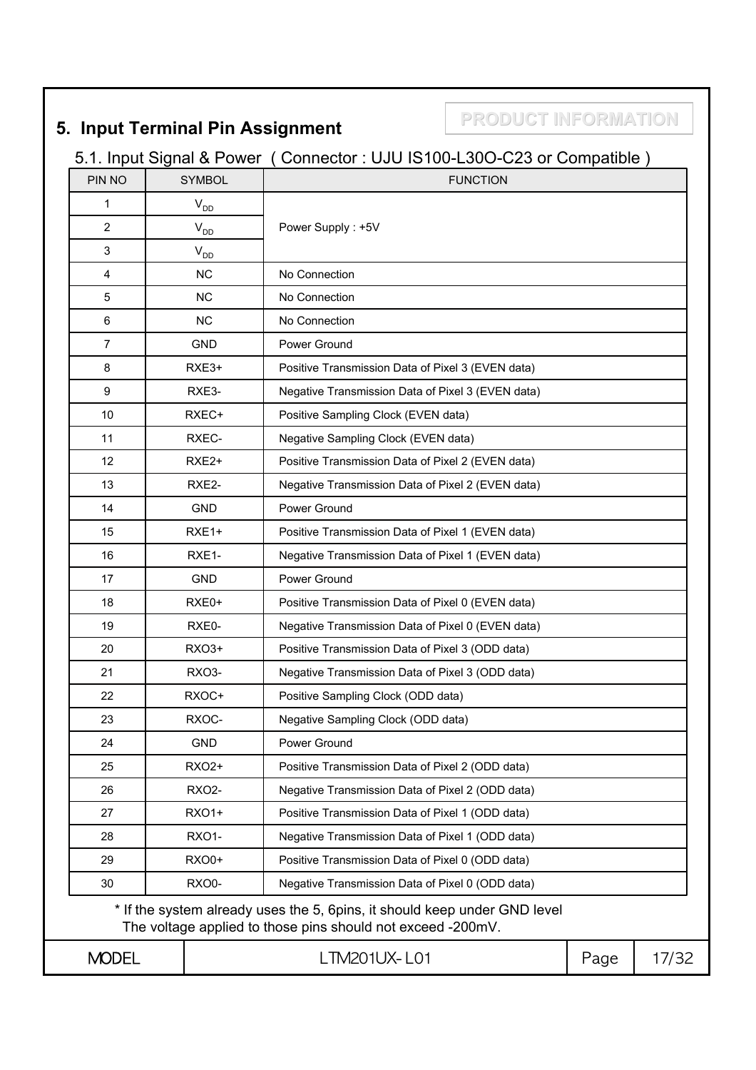# 5. Input Terminal Pin Assignment

PRODUCT INFORMATION

## 5.1. Input Signal & Power ( Connector : UJU IS100-L30O-C23 or Compatible )

| PIN NO | SYMBOL | FUNCTION |
|---|---|---|
| 1 | $V_{DD}$ | Power Supply : +5V |
| 2 | $V_{DD}$ | |
| 3 | $V_{DD}$ | |
| 4 | NC | No Connection |
| 5 | NC | No Connection |
| 6 | NC | No Connection |
| 7 | GND | Power Ground |
| 8 | RXE3+ | Positive Transmission Data of Pixel 3 (EVEN data) |
| 9 | RXE3- | Negative Transmission Data of Pixel 3 (EVEN data) |
| 10 | RXEC+ | Positive Sampling Clock (EVEN data) |
| 11 | RXEC- | Negative Sampling Clock (EVEN data) |
| 12 | RXE2+ | Positive Transmission Data of Pixel 2 (EVEN data) |
| 13 | RXE2- | Negative Transmission Data of Pixel 2 (EVEN data) |
| 14 | GND | Power Ground |
| 15 | RXE1+ | Positive Transmission Data of Pixel 1 (EVEN data) |
| 16 | RXE1- | Negative Transmission Data of Pixel 1 (EVEN data) |
| 17 | GND | Power Ground |
| 18 | RXE0+ | Positive Transmission Data of Pixel 0 (EVEN data) |
| 19 | RXE0- | Negative Transmission Data of Pixel 0 (EVEN data) |
| 20 | RXO3+ | Positive Transmission Data of Pixel 3 (ODD data) |
| 21 | RXO3- | Negative Transmission Data of Pixel 3 (ODD data) |
| 22 | RXOC+ | Positive Sampling Clock (ODD data) |
| 23 | RXOC- | Negative Sampling Clock (ODD data) |
| 24 | GND | Power Ground |
| 25 | RXO2+ | Positive Transmission Data of Pixel 2 (ODD data) |
| 26 | RXO2- | Negative Transmission Data of Pixel 2 (ODD data) |
| 27 | RXO1+ | Positive Transmission Data of Pixel 1 (ODD data) |
| 28 | RXO1- | Negative Transmission Data of Pixel 1 (ODD data) |
| 29 | RXO0+ | Positive Transmission Data of Pixel 0 (ODD data) |
| 30 | RXO0- | Negative Transmission Data of Pixel 0 (ODD data) |

* If the system already uses the 5, 6pins, it should keep under GND level
  The voltage applied to those pins should not exceed -200mV.

| MODEL | LTM201UX-L01 |
|---|---|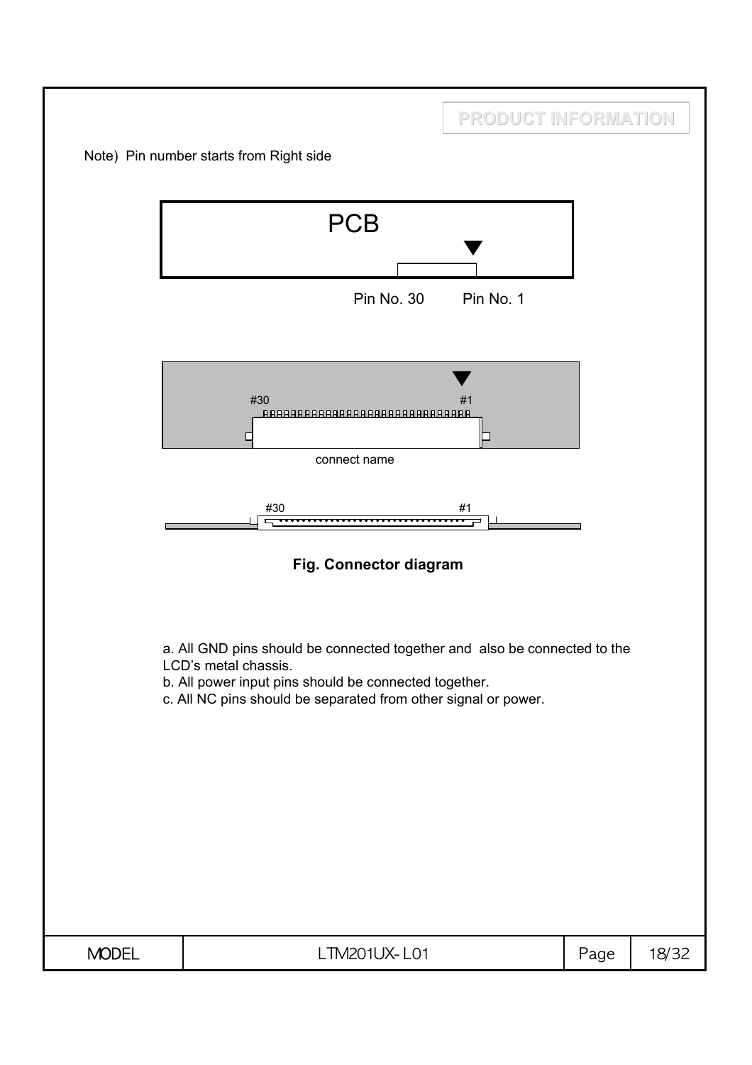Note) Pin number starts from Right side

PCB

Pin No. 30 Pin No. 1

#30 #1

connect name

#30 #1

**Fig. Connector diagram**

a. All GND pins should be connected together and also be connected to the LCD's metal chassis.
b. All power input pins should be connected together.
c. All NC pins should be separated from other signal or power.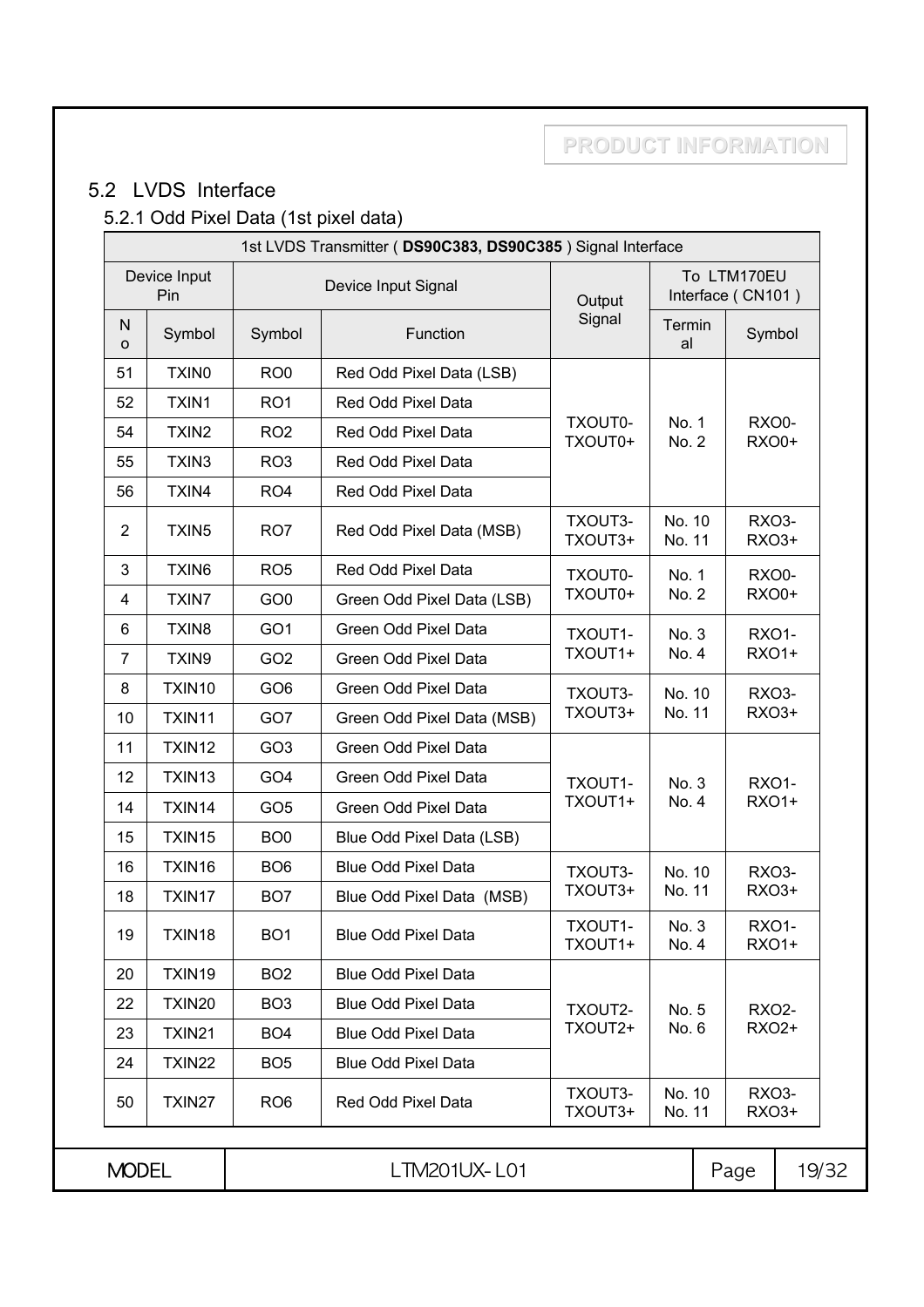## 5.2 LVDS Interface

### 5.2.1 Odd Pixel Data (1st pixel data)

| 1st LVDS Transmitter ( **DS90C383, DS90C385** ) Signal Interface | | | | | | |
|---|---|---|---|---|---|---|
| Device Input Pin | | Device Input Signal | | Output Signal | To LTM170EU Interface ( CN101 ) | |
| No | Symbol | Symbol | Function | | Terminal | Symbol |
| 51 | TXIN0 | RO0 | Red Odd Pixel Data (LSB) | TXOUT0- TXOUT0+ | No. 1 No. 2 | RXO0- RXO0+ |
| 52 | TXIN1 | RO1 | Red Odd Pixel Data | | | |
| 54 | TXIN2 | RO2 | Red Odd Pixel Data | | | |
| 55 | TXIN3 | RO3 | Red Odd Pixel Data | | | |
| 56 | TXIN4 | RO4 | Red Odd Pixel Data | | | |
| 2 | TXIN5 | RO7 | Red Odd Pixel Data (MSB) | TXOUT3- TXOUT3+ | No. 10 No. 11 | RXO3- RXO3+ |
| 3 | TXIN6 | RO5 | Red Odd Pixel Data | TXOUT0- TXOUT0+ | No. 1 No. 2 | RXO0- RXO0+ |
| 4 | TXIN7 | GO0 | Green Odd Pixel Data (LSB) | | | |
| 6 | TXIN8 | GO1 | Green Odd Pixel Data | TXOUT1- TXOUT1+ | No. 3 No. 4 | RXO1- RXO1+ |
| 7 | TXIN9 | GO2 | Green Odd Pixel Data | | | |
| 8 | TXIN10 | GO6 | Green Odd Pixel Data | TXOUT3- TXOUT3+ | No. 10 No. 11 | RXO3- RXO3+ |
| 10 | TXIN11 | GO7 | Green Odd Pixel Data (MSB) | | | |
| 11 | TXIN12 | GO3 | Green Odd Pixel Data | TXOUT1- TXOUT1+ | No. 3 No. 4 | RXO1- RXO1+ |
| 12 | TXIN13 | GO4 | Green Odd Pixel Data | | | |
| 14 | TXIN14 | GO5 | Green Odd Pixel Data | | | |
| 15 | TXIN15 | BO0 | Blue Odd Pixel Data (LSB) | | | |
| 16 | TXIN16 | BO6 | Blue Odd Pixel Data | TXOUT3- TXOUT3+ | No. 10 No. 11 | RXO3- RXO3+ |
| 18 | TXIN17 | BO7 | Blue Odd Pixel Data (MSB) | | | |
| 19 | TXIN18 | BO1 | Blue Odd Pixel Data | TXOUT1- TXOUT1+ | No. 3 No. 4 | RXO1- RXO1+ |
| 20 | TXIN19 | BO2 | Blue Odd Pixel Data | TXOUT2- TXOUT2+ | No. 5 No. 6 | RXO2- RXO2+ |
| 22 | TXIN20 | BO3 | Blue Odd Pixel Data | | | |
| 23 | TXIN21 | BO4 | Blue Odd Pixel Data | | | |
| 24 | TXIN22 | BO5 | Blue Odd Pixel Data | | | |
| 50 | TXIN27 | RO6 | Red Odd Pixel Data | TXOUT3- TXOUT3+ | No. 10 No. 11 | RXO3- RXO3+ |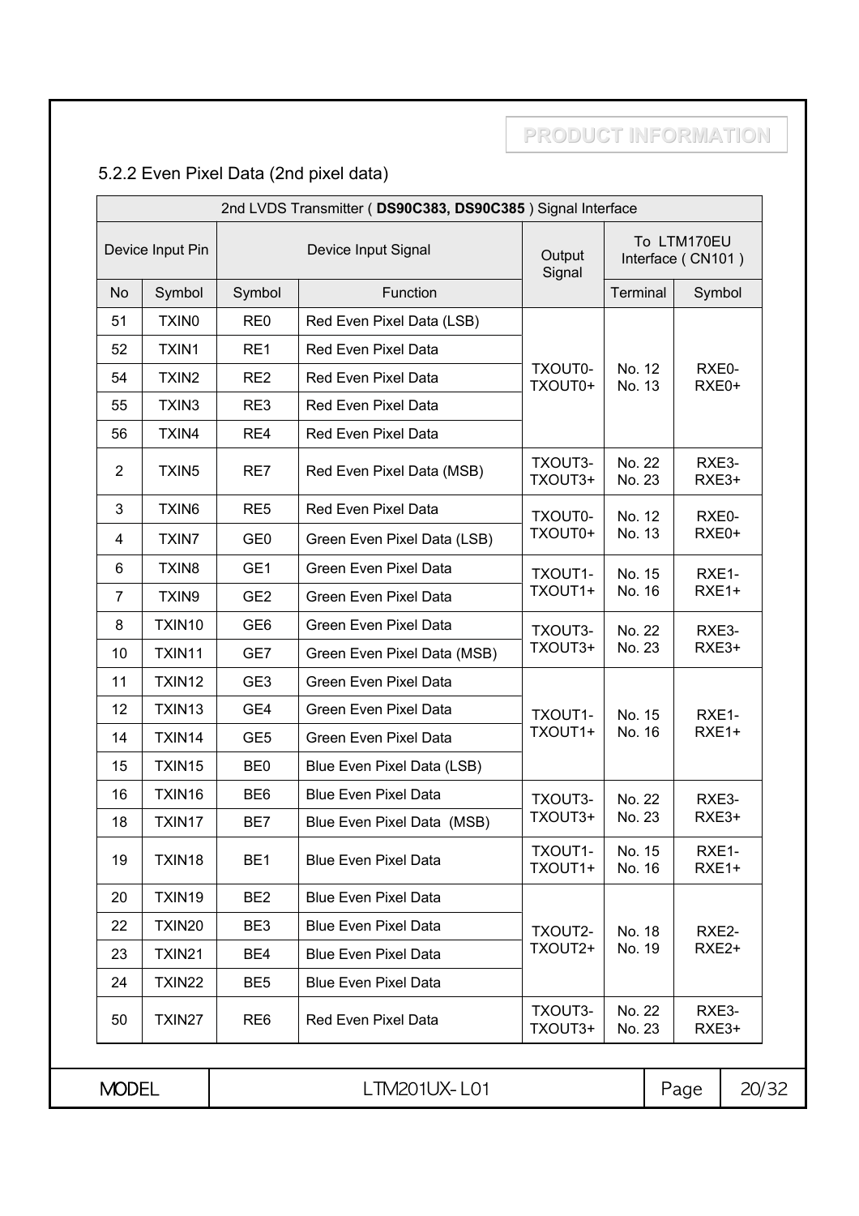### 5.2.2 Even Pixel Data (2nd pixel data)

| 2nd LVDS Transmitter ( **DS90C383, DS90C385** ) Signal Interface | | | | | | |
|---|---|---|---|---|---|---|
| Device Input Pin | | Device Input Signal | | Output Signal | To LTM170EU Interface ( CN101 ) | |
| No | Symbol | Symbol | Function | | Terminal | Symbol |
| 51 | TXIN0 | RE0 | Red Even Pixel Data (LSB) | TXOUT0- TXOUT0+ | No. 12 No. 13 | RXE0- RXE0+ |
| 52 | TXIN1 | RE1 | Red Even Pixel Data | | | |
| 54 | TXIN2 | RE2 | Red Even Pixel Data | | | |
| 55 | TXIN3 | RE3 | Red Even Pixel Data | | | |
| 56 | TXIN4 | RE4 | Red Even Pixel Data | | | |
| 2 | TXIN5 | RE7 | Red Even Pixel Data (MSB) | TXOUT3- TXOUT3+ | No. 22 No. 23 | RXE3- RXE3+ |
| 3 | TXIN6 | RE5 | Red Even Pixel Data | TXOUT0- TXOUT0+ | No. 12 No. 13 | RXE0- RXE0+ |
| 4 | TXIN7 | GE0 | Green Even Pixel Data (LSB) | | | |
| 6 | TXIN8 | GE1 | Green Even Pixel Data | TXOUT1- TXOUT1+ | No. 15 No. 16 | RXE1- RXE1+ |
| 7 | TXIN9 | GE2 | Green Even Pixel Data | | | |
| 8 | TXIN10 | GE6 | Green Even Pixel Data | TXOUT3- TXOUT3+ | No. 22 No. 23 | RXE3- RXE3+ |
| 10 | TXIN11 | GE7 | Green Even Pixel Data (MSB) | | | |
| 11 | TXIN12 | GE3 | Green Even Pixel Data | TXOUT1- TXOUT1+ | No. 15 No. 16 | RXE1- RXE1+ |
| 12 | TXIN13 | GE4 | Green Even Pixel Data | | | |
| 14 | TXIN14 | GE5 | Green Even Pixel Data | | | |
| 15 | TXIN15 | BE0 | Blue Even Pixel Data (LSB) | | | |
| 16 | TXIN16 | BE6 | Blue Even Pixel Data | TXOUT3- TXOUT3+ | No. 22 No. 23 | RXE3- RXE3+ |
| 18 | TXIN17 | BE7 | Blue Even Pixel Data (MSB) | | | |
| 19 | TXIN18 | BE1 | Blue Even Pixel Data | TXOUT1- TXOUT1+ | No. 15 No. 16 | RXE1- RXE1+ |
| 20 | TXIN19 | BE2 | Blue Even Pixel Data | TXOUT2- TXOUT2+ | No. 18 No. 19 | RXE2- RXE2+ |
| 22 | TXIN20 | BE3 | Blue Even Pixel Data | | | |
| 23 | TXIN21 | BE4 | Blue Even Pixel Data | | | |
| 24 | TXIN22 | BE5 | Blue Even Pixel Data | | | |
| 50 | TXIN27 | RE6 | Red Even Pixel Data | TXOUT3- TXOUT3+ | No. 22 No. 23 | RXE3- RXE3+ |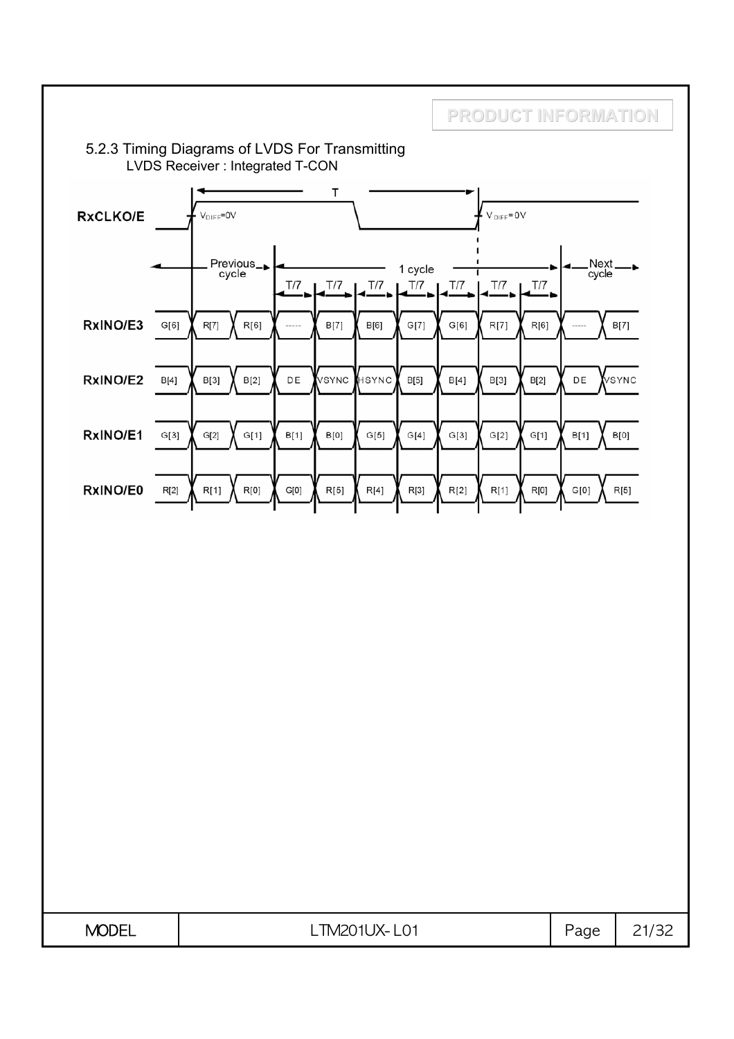5.2.3 Timing Diagrams of LVDS For Transmitting

LVDS Receiver : Integrated T-CON

| Signal | Previous cycle | | | 1 cycle (T/7) | | | | | | | Next cycle | |
|---|---|---|---|---|---|---|---|---|---|---|---|---|
| RxCLKO/E | | | | | | | | | | | | |
| RxINO/E3 | G[6] | R[7] | R[6] | ----- | B[7] | B[6] | G[7] | G[6] | R[7] | R[6] | ----- | B[7] |
| RxINO/E2 | B[4] | B[3] | B[2] | DE | VSYNC | HSYNC | B[5] | B[4] | B[3] | B[2] | DE | VSYNC |
| RxINO/E1 | G[3] | G[2] | G[1] | B[1] | B[0] | G[5] | G[4] | G[3] | G[2] | G[1] | B[1] | B[0] |
| RxINO/E0 | R[2] | R[1] | R[0] | G[0] | R[5] | R[4] | R[3] | R[2] | R[1] | R[0] | G[0] | R[5] |

RxCLKO/E: clock period T, $V_{DIFF}=0V$ at rising edges; each bit period = T/7.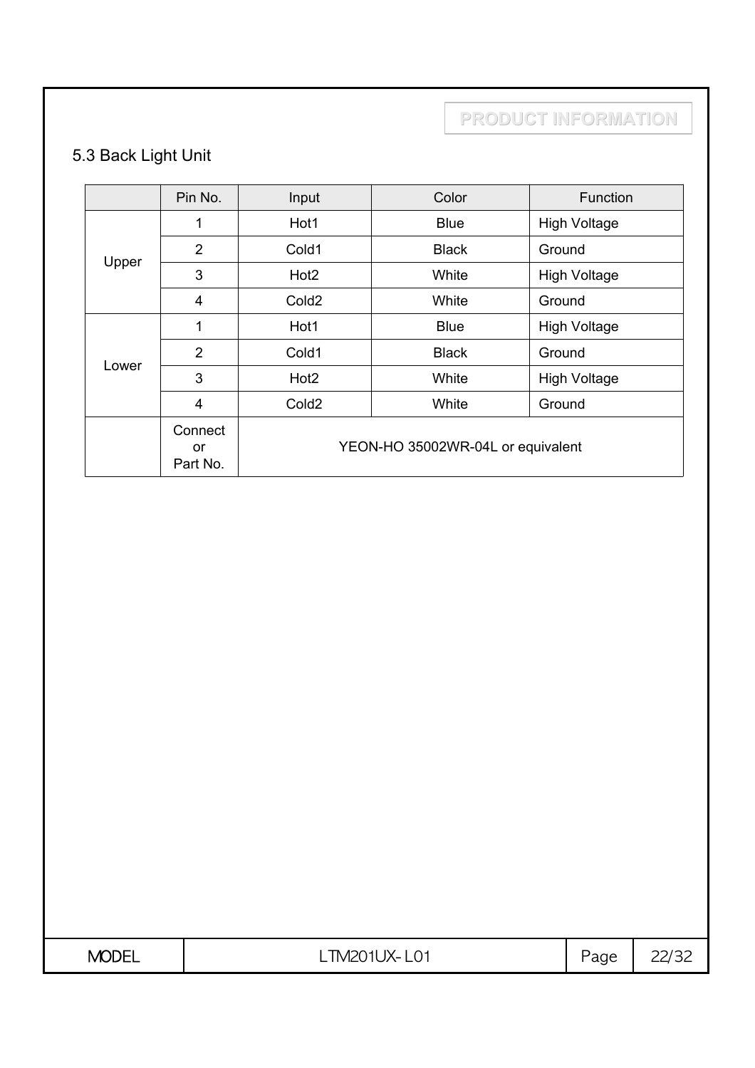## 5.3 Back Light Unit

| | Pin No. | Input | Color | Function |
|---|---|---|---|---|
| Upper | 1 | Hot1 | Blue | High Voltage |
| | 2 | Cold1 | Black | Ground |
| | 3 | Hot2 | White | High Voltage |
| | 4 | Cold2 | White | Ground |
| Lower | 1 | Hot1 | Blue | High Voltage |
| | 2 | Cold1 | Black | Ground |
| | 3 | Hot2 | White | High Voltage |
| | 4 | Cold2 | White | Ground |
| | Connector Part No. | YEON-HO 35002WR-04L or equivalent | | |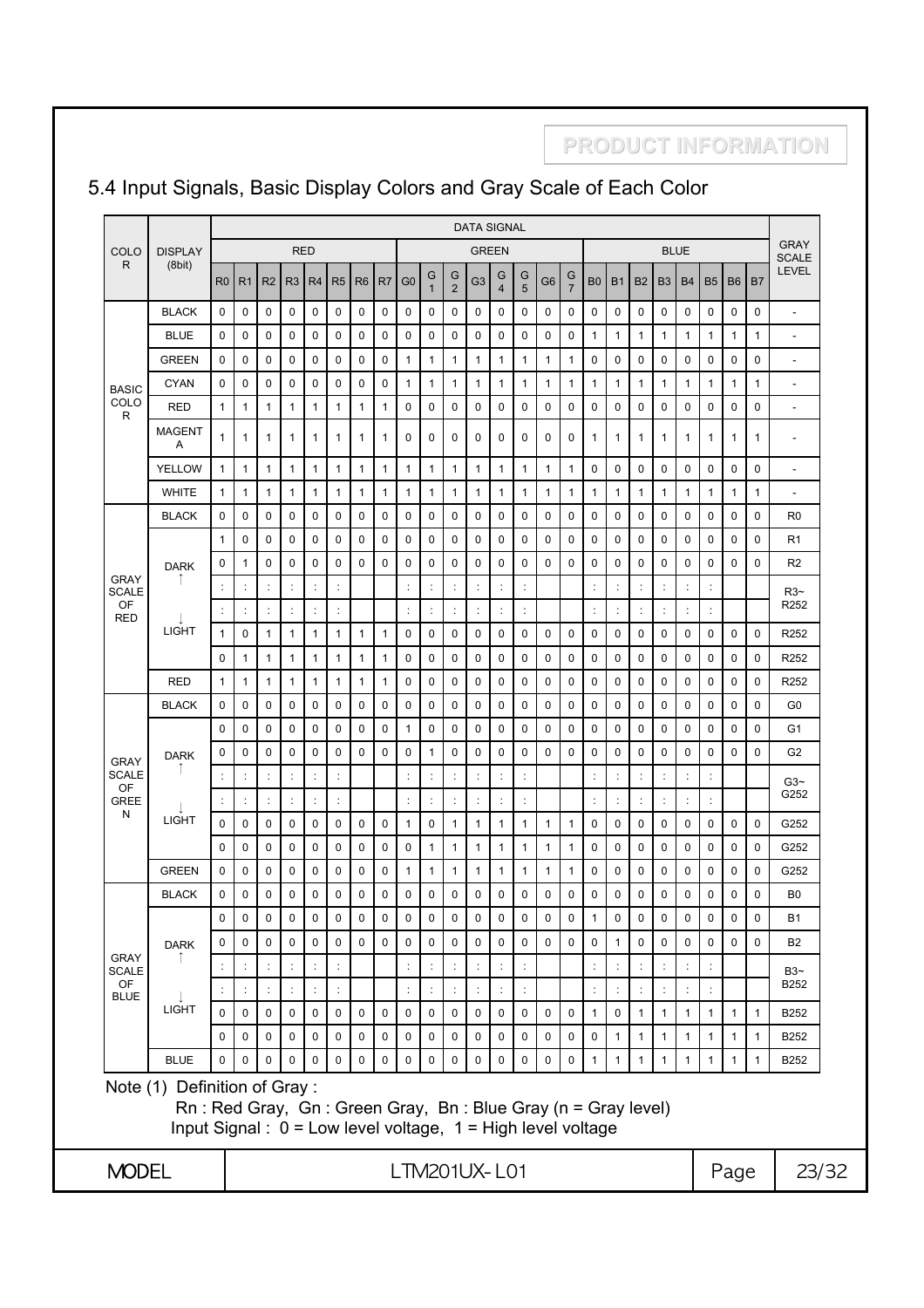## 5.4 Input Signals, Basic Display Colors and Gray Scale of Each Color

| COLOR | DISPLAY (8bit) | DATA SIGNAL | | | | | | | | | | | | | | | | | | | | | | | | GRAY SCALE LEVEL |
|---|---|---|---|---|---|---|---|---|---|---|---|---|---|---|---|---|---|---|---|---|---|---|---|---|---|---|
| | | RED | | | | | | | | GREEN | | | | | | | | BLUE | | | | | | | | |
| | | R0 | R1 | R2 | R3 | R4 | R5 | R6 | R7 | G0 | G1 | G2 | G3 | G4 | G5 | G6 | G7 | B0 | B1 | B2 | B3 | B4 | B5 | B6 | B7 | |
| BASIC COLOR | BLACK | 0 | 0 | 0 | 0 | 0 | 0 | 0 | 0 | 0 | 0 | 0 | 0 | 0 | 0 | 0 | 0 | 0 | 0 | 0 | 0 | 0 | 0 | 0 | 0 | - |
| | BLUE | 0 | 0 | 0 | 0 | 0 | 0 | 0 | 0 | 0 | 0 | 0 | 0 | 0 | 0 | 0 | 0 | 1 | 1 | 1 | 1 | 1 | 1 | 1 | 1 | - |
| | GREEN | 0 | 0 | 0 | 0 | 0 | 0 | 0 | 0 | 1 | 1 | 1 | 1 | 1 | 1 | 1 | 1 | 0 | 0 | 0 | 0 | 0 | 0 | 0 | 0 | - |
| | CYAN | 0 | 0 | 0 | 0 | 0 | 0 | 0 | 0 | 1 | 1 | 1 | 1 | 1 | 1 | 1 | 1 | 1 | 1 | 1 | 1 | 1 | 1 | 1 | 1 | - |
| | RED | 1 | 1 | 1 | 1 | 1 | 1 | 1 | 1 | 0 | 0 | 0 | 0 | 0 | 0 | 0 | 0 | 0 | 0 | 0 | 0 | 0 | 0 | 0 | 0 | - |
| | MAGENTA | 1 | 1 | 1 | 1 | 1 | 1 | 1 | 1 | 0 | 0 | 0 | 0 | 0 | 0 | 0 | 0 | 1 | 1 | 1 | 1 | 1 | 1 | 1 | 1 | - |
| | YELLOW | 1 | 1 | 1 | 1 | 1 | 1 | 1 | 1 | 1 | 1 | 1 | 1 | 1 | 1 | 1 | 1 | 0 | 0 | 0 | 0 | 0 | 0 | 0 | 0 | - |
| | WHITE | 1 | 1 | 1 | 1 | 1 | 1 | 1 | 1 | 1 | 1 | 1 | 1 | 1 | 1 | 1 | 1 | 1 | 1 | 1 | 1 | 1 | 1 | 1 | 1 | - |
| GRAY SCALE OF RED | BLACK | 0 | 0 | 0 | 0 | 0 | 0 | 0 | 0 | 0 | 0 | 0 | 0 | 0 | 0 | 0 | 0 | 0 | 0 | 0 | 0 | 0 | 0 | 0 | 0 | R0 |
| | DARK ↑ | 1 | 0 | 0 | 0 | 0 | 0 | 0 | 0 | 0 | 0 | 0 | 0 | 0 | 0 | 0 | 0 | 0 | 0 | 0 | 0 | 0 | 0 | 0 | 0 | R1 |
| | | 0 | 1 | 0 | 0 | 0 | 0 | 0 | 0 | 0 | 0 | 0 | 0 | 0 | 0 | 0 | 0 | 0 | 0 | 0 | 0 | 0 | 0 | 0 | 0 | R2 |
| | | : | : | : | : | : | : | | | : | : | : | : | : | : | | | : | : | : | : | : | : | | | R3~ R252 |
| | ↓ | : | : | : | : | : | : | | | : | : | : | : | : | : | | | : | : | : | : | : | : | | | |
| | LIGHT | 1 | 0 | 1 | 1 | 1 | 1 | 1 | 1 | 0 | 0 | 0 | 0 | 0 | 0 | 0 | 0 | 0 | 0 | 0 | 0 | 0 | 0 | 0 | 0 | R252 |
| | | 0 | 1 | 1 | 1 | 1 | 1 | 1 | 1 | 0 | 0 | 0 | 0 | 0 | 0 | 0 | 0 | 0 | 0 | 0 | 0 | 0 | 0 | 0 | 0 | R252 |
| | RED | 1 | 1 | 1 | 1 | 1 | 1 | 1 | 1 | 0 | 0 | 0 | 0 | 0 | 0 | 0 | 0 | 0 | 0 | 0 | 0 | 0 | 0 | 0 | 0 | R252 |
| GRAY SCALE OF GREEN | BLACK | 0 | 0 | 0 | 0 | 0 | 0 | 0 | 0 | 0 | 0 | 0 | 0 | 0 | 0 | 0 | 0 | 0 | 0 | 0 | 0 | 0 | 0 | 0 | 0 | G0 |
| | DARK ↑ | 0 | 0 | 0 | 0 | 0 | 0 | 0 | 0 | 1 | 0 | 0 | 0 | 0 | 0 | 0 | 0 | 0 | 0 | 0 | 0 | 0 | 0 | 0 | 0 | G1 |
| | | 0 | 0 | 0 | 0 | 0 | 0 | 0 | 0 | 0 | 1 | 0 | 0 | 0 | 0 | 0 | 0 | 0 | 0 | 0 | 0 | 0 | 0 | 0 | 0 | G2 |
| | | : | : | : | : | : | : | | | : | : | : | : | : | : | | | : | : | : | : | : | : | | | G3~ G252 |
| | ↓ | : | : | : | : | : | : | | | : | : | : | : | : | : | | | : | : | : | : | : | : | | | |
| | LIGHT | 0 | 0 | 0 | 0 | 0 | 0 | 0 | 0 | 1 | 0 | 1 | 1 | 1 | 1 | 1 | 1 | 0 | 0 | 0 | 0 | 0 | 0 | 0 | 0 | G252 |
| | | 0 | 0 | 0 | 0 | 0 | 0 | 0 | 0 | 0 | 1 | 1 | 1 | 1 | 1 | 1 | 1 | 0 | 0 | 0 | 0 | 0 | 0 | 0 | 0 | G252 |
| | GREEN | 0 | 0 | 0 | 0 | 0 | 0 | 0 | 0 | 1 | 1 | 1 | 1 | 1 | 1 | 1 | 1 | 0 | 0 | 0 | 0 | 0 | 0 | 0 | 0 | G252 |
| GRAY SCALE OF BLUE | BLACK | 0 | 0 | 0 | 0 | 0 | 0 | 0 | 0 | 0 | 0 | 0 | 0 | 0 | 0 | 0 | 0 | 0 | 0 | 0 | 0 | 0 | 0 | 0 | 0 | B0 |
| | DARK ↑ | 0 | 0 | 0 | 0 | 0 | 0 | 0 | 0 | 0 | 0 | 0 | 0 | 0 | 0 | 0 | 0 | 1 | 0 | 0 | 0 | 0 | 0 | 0 | 0 | B1 |
| | | 0 | 0 | 0 | 0 | 0 | 0 | 0 | 0 | 0 | 0 | 0 | 0 | 0 | 0 | 0 | 0 | 0 | 1 | 0 | 0 | 0 | 0 | 0 | 0 | B2 |
| | | : | : | : | : | : | : | | | : | : | : | : | : | : | | | : | : | : | : | : | : | | | B3~ B252 |
| | ↓ | : | : | : | : | : | : | | | : | : | : | : | : | : | | | : | : | : | : | : | : | | | |
| | LIGHT | 0 | 0 | 0 | 0 | 0 | 0 | 0 | 0 | 0 | 0 | 0 | 0 | 0 | 0 | 0 | 0 | 1 | 0 | 1 | 1 | 1 | 1 | 1 | 1 | B252 |
| | | 0 | 0 | 0 | 0 | 0 | 0 | 0 | 0 | 0 | 0 | 0 | 0 | 0 | 0 | 0 | 0 | 0 | 1 | 1 | 1 | 1 | 1 | 1 | 1 | B252 |
| | BLUE | 0 | 0 | 0 | 0 | 0 | 0 | 0 | 0 | 0 | 0 | 0 | 0 | 0 | 0 | 0 | 0 | 1 | 1 | 1 | 1 | 1 | 1 | 1 | 1 | B252 |

Note (1) Definition of Gray :

Rn : Red Gray, Gn : Green Gray, Bn : Blue Gray (n = Gray level)

Input Signal : 0 = Low level voltage, 1 = High level voltage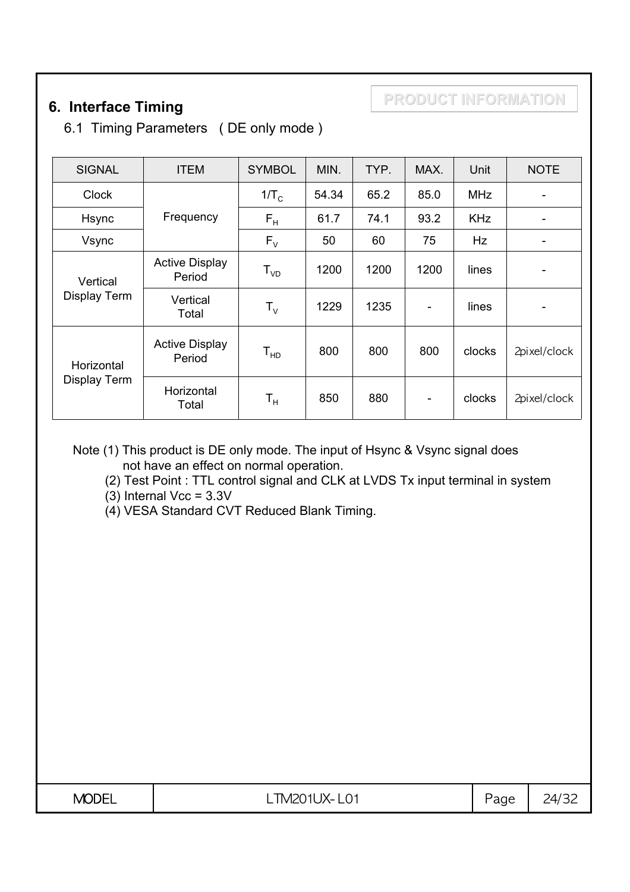PRODUCT INFORMATION

## 6. Interface Timing

### 6.1 Timing Parameters ( DE only mode )

| SIGNAL | ITEM | SYMBOL | MIN. | TYP. | MAX. | Unit | NOTE |
|---|---|---|---|---|---|---|---|
| Clock | Frequency | $1/T_C$ | 54.34 | 65.2 | 85.0 | MHz | - |
| Hsync | | $F_H$ | 61.7 | 74.1 | 93.2 | KHz | - |
| Vsync | | $F_V$ | 50 | 60 | 75 | Hz | - |
| Vertical Display Term | Active Display Period | $T_{VD}$ | 1200 | 1200 | 1200 | lines | - |
| | Vertical Total | $T_V$ | 1229 | 1235 | - | lines | - |
| Horizontal Display Term | Active Display Period | $T_{HD}$ | 800 | 800 | 800 | clocks | 2pixel/clock |
| | Horizontal Total | $T_H$ | 850 | 880 | - | clocks | 2pixel/clock |

Note (1) This product is DE only mode. The input of Hsync & Vsync signal does not have an effect on normal operation.

(2) Test Point : TTL control signal and CLK at LVDS Tx input terminal in system

(3) Internal Vcc = 3.3V

(4) VESA Standard CVT Reduced Blank Timing.

| MODEL | LTM201UX-L01 |
|---|---|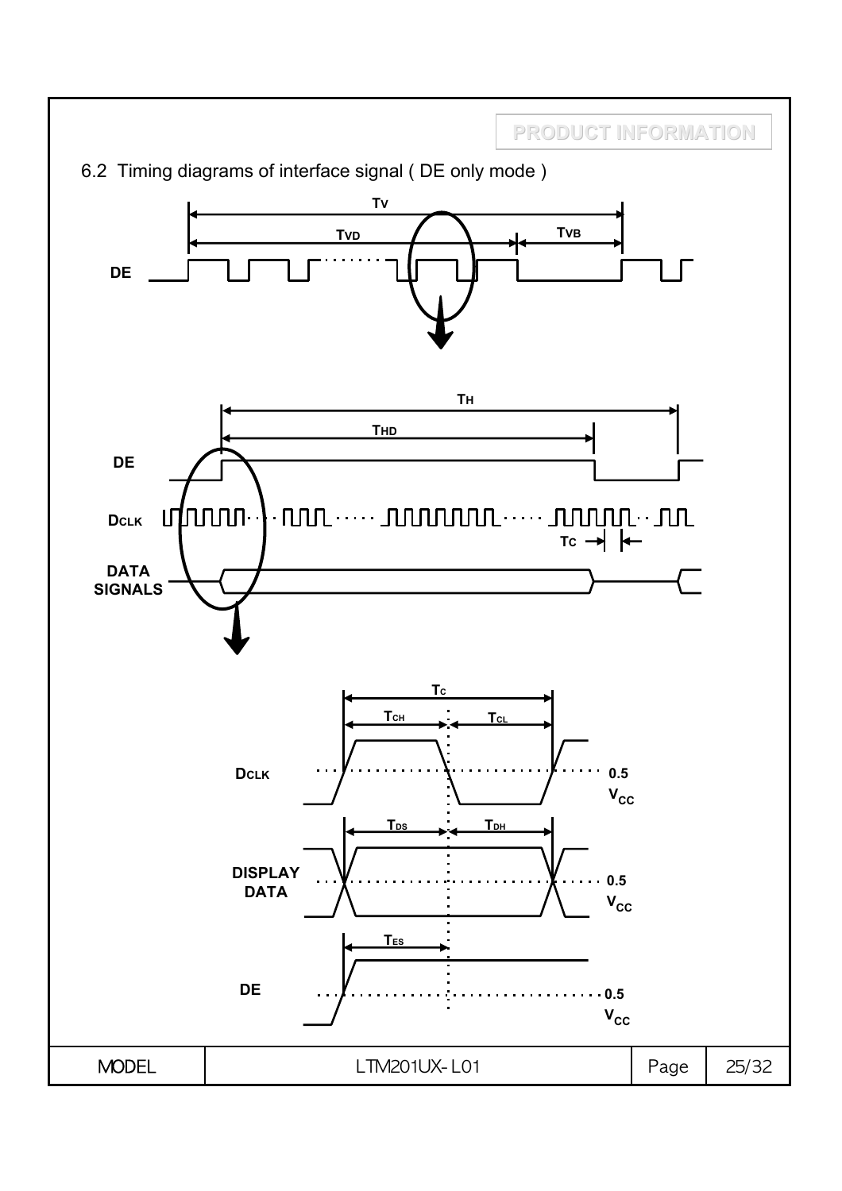## 6.2 Timing diagrams of interface signal ( DE only mode )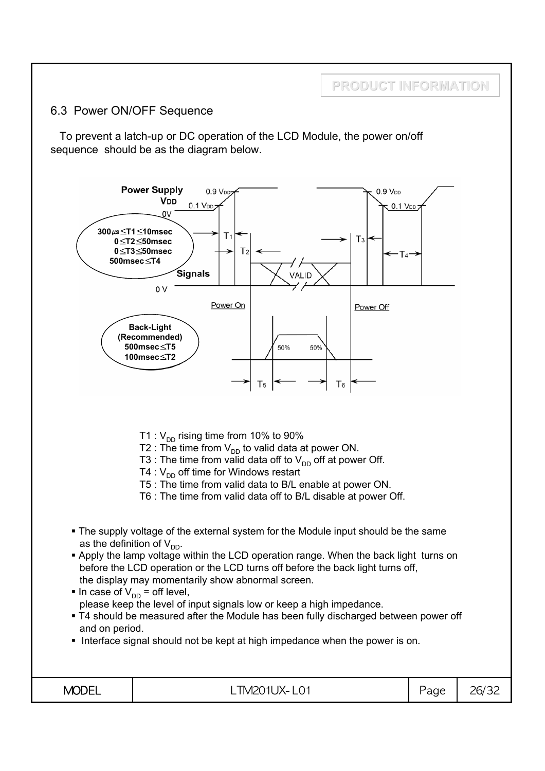## 6.3 Power ON/OFF Sequence

To prevent a latch-up or DC operation of the LCD Module, the power on/off sequence should be as the diagram below.

**Power Supply $V_{DD}$**

**Signals**

- 300µs ≤ T1 ≤ 10msec
- 0 ≤ T2 ≤ 50msec
- 0 ≤ T3 ≤ 50msec
- 500msec ≤ T4

**Back-Light (Recommended)**

- 500msec ≤ T5
- 100msec ≤ T2

T1 : $V_{DD}$ rising time from 10% to 90%

T2 : The time from $V_{DD}$ to valid data at power ON.

T3 : The time from valid data off to $V_{DD}$ off at power Off.

T4 : $V_{DD}$ off time for Windows restart

T5 : The time from valid data to B/L enable at power ON.

T6 : The time from valid data off to B/L disable at power Off.

- The supply voltage of the external system for the Module input should be the same as the definition of $V_{DD}$.
- Apply the lamp voltage within the LCD operation range. When the back light turns on before the LCD operation or the LCD turns off before the back light turns off, the display may momentarily show abnormal screen.
- In case of $V_{DD}$ = off level, please keep the level of input signals low or keep a high impedance.
- T4 should be measured after the Module has been fully discharged between power off and on period.
- Interface signal should not be kept at high impedance when the power is on.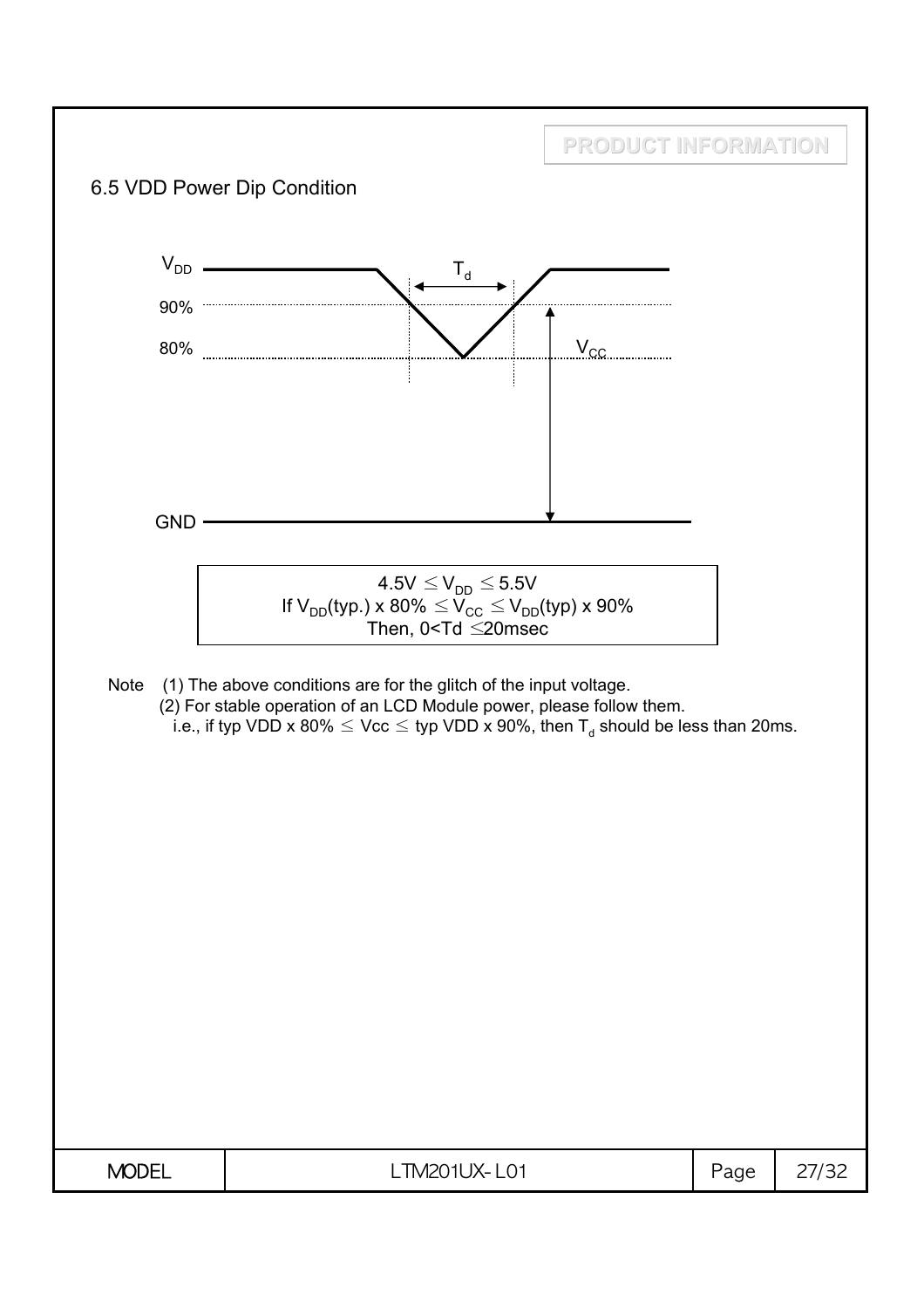## 6.5 VDD Power Dip Condition

$V_{DD}$

$T_d$

90%

80%

$V_{CC}$

GND

$4.5V \leq V_{DD} \leq 5.5V$
If $V_{DD}$(typ.) x 80% $\leq V_{CC} \leq V_{DD}$(typ) x 90%
Then, $0 < Td \leq 20$msec

Note (1) The above conditions are for the glitch of the input voltage.

(2) For stable operation of an LCD Module power, please follow them.
i.e., if typ VDD x 80% $\leq$ Vcc $\leq$ typ VDD x 90%, then $T_d$ should be less than 20ms.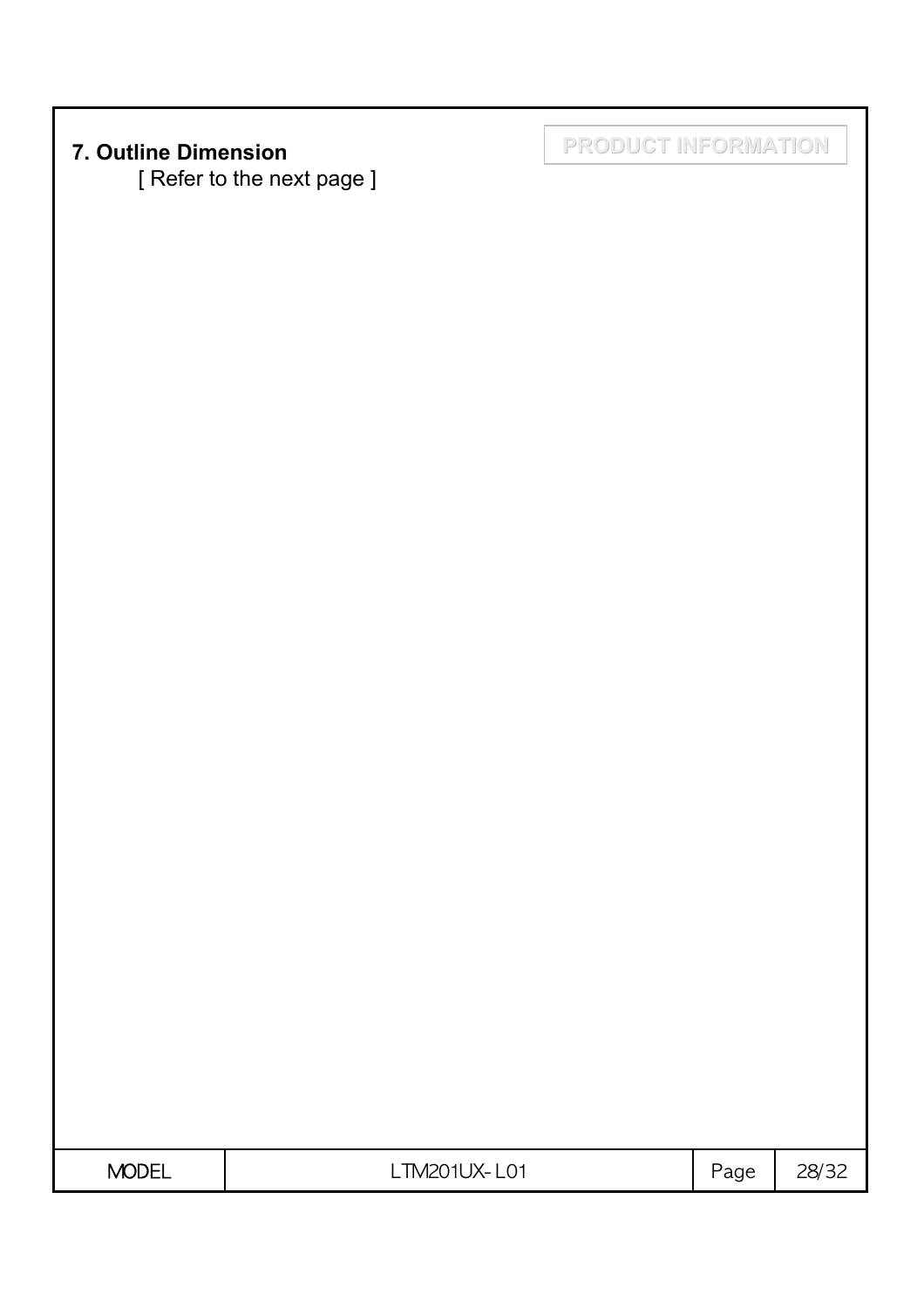## 7. Outline Dimension

PRODUCT INFORMATION

[ Refer to the next page ]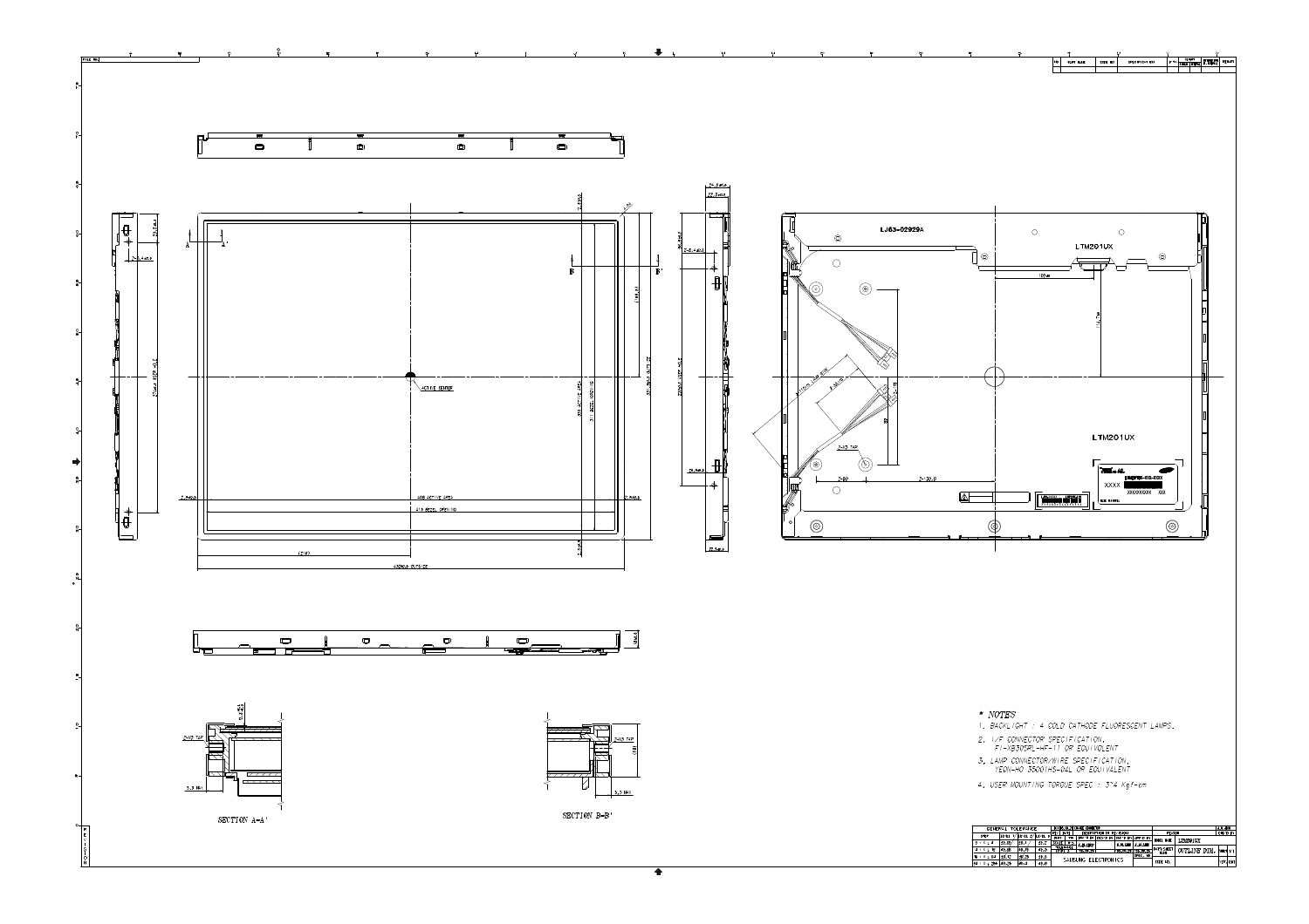* NOTES

1. BACKLIGHT : 4 COLD CATHODE FLUORESCENT LAMPS.
2. I/F CONNECTOR SPECIFICATION, FI-XB30SPL-HF-11 OR EQUIVOLENT
3. LAMP CONNECTOR/WIRE SPECIFICATION, YEON-HO 35001HS-04L OR EQUIVALENT
4. USER MOUNTING TORQUE SPEC : 3~4 Kgf-cm

SECTION A-A'

SECTION B-B'

LTM201UX

OUTLINE DIM.

SAMSUNG ELECTRONICS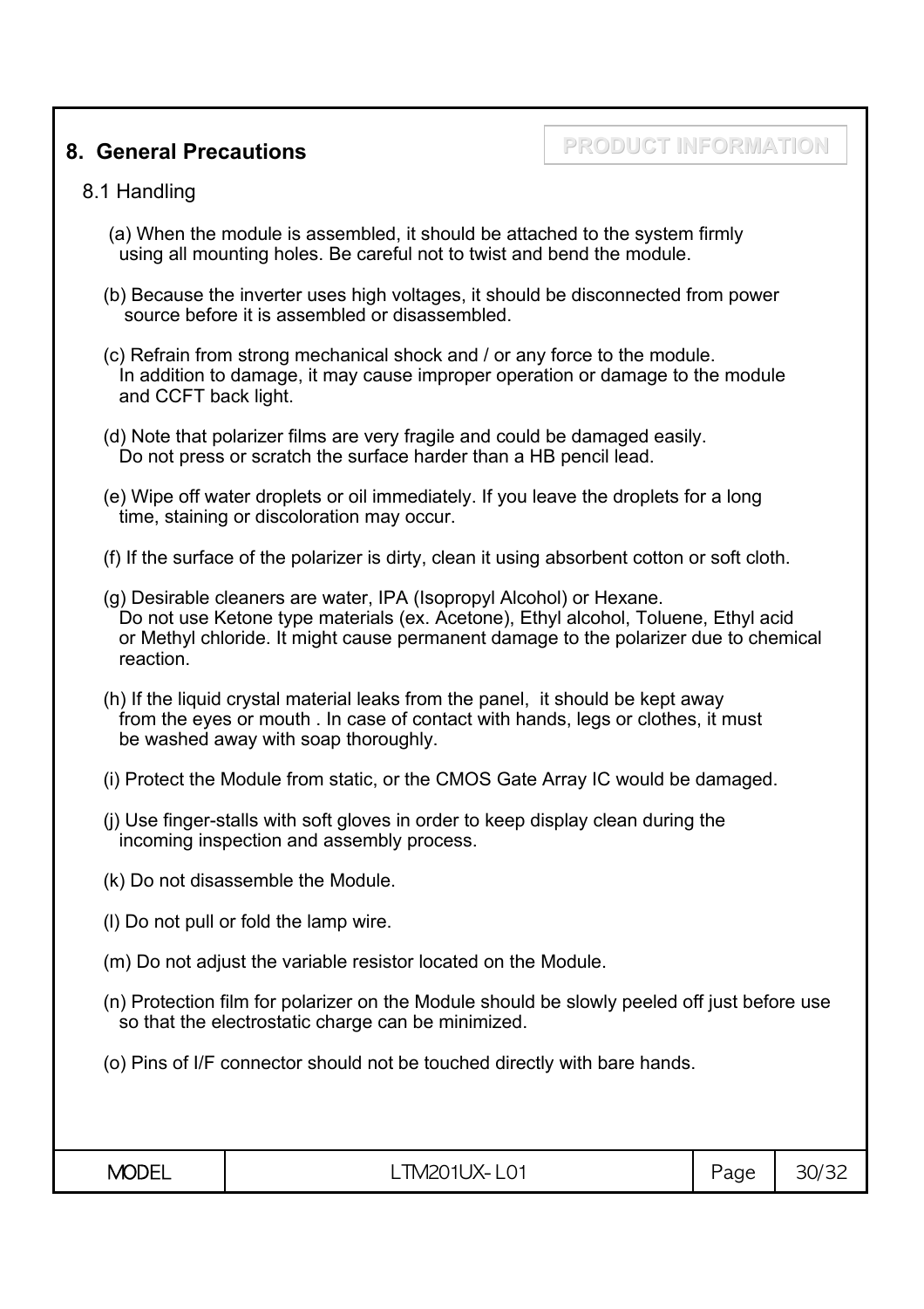## 8. General Precautions

**PRODUCT INFORMATION**

### 8.1 Handling

(a) When the module is assembled, it should be attached to the system firmly using all mounting holes. Be careful not to twist and bend the module.

(b) Because the inverter uses high voltages, it should be disconnected from power source before it is assembled or disassembled.

(c) Refrain from strong mechanical shock and / or any force to the module. In addition to damage, it may cause improper operation or damage to the module and CCFT back light.

(d) Note that polarizer films are very fragile and could be damaged easily. Do not press or scratch the surface harder than a HB pencil lead.

(e) Wipe off water droplets or oil immediately. If you leave the droplets for a long time, staining or discoloration may occur.

(f) If the surface of the polarizer is dirty, clean it using absorbent cotton or soft cloth.

(g) Desirable cleaners are water, IPA (Isopropyl Alcohol) or Hexane. Do not use Ketone type materials (ex. Acetone), Ethyl alcohol, Toluene, Ethyl acid or Methyl chloride. It might cause permanent damage to the polarizer due to chemical reaction.

(h) If the liquid crystal material leaks from the panel, it should be kept away from the eyes or mouth . In case of contact with hands, legs or clothes, it must be washed away with soap thoroughly.

(i) Protect the Module from static, or the CMOS Gate Array IC would be damaged.

(j) Use finger-stalls with soft gloves in order to keep display clean during the incoming inspection and assembly process.

(k) Do not disassemble the Module.

(l) Do not pull or fold the lamp wire.

(m) Do not adjust the variable resistor located on the Module.

(n) Protection film for polarizer on the Module should be slowly peeled off just before use so that the electrostatic charge can be minimized.

(o) Pins of I/F connector should not be touched directly with bare hands.

| MODEL | LTM201UX-L01 | Page | 30/32 |
|---|---|---|---|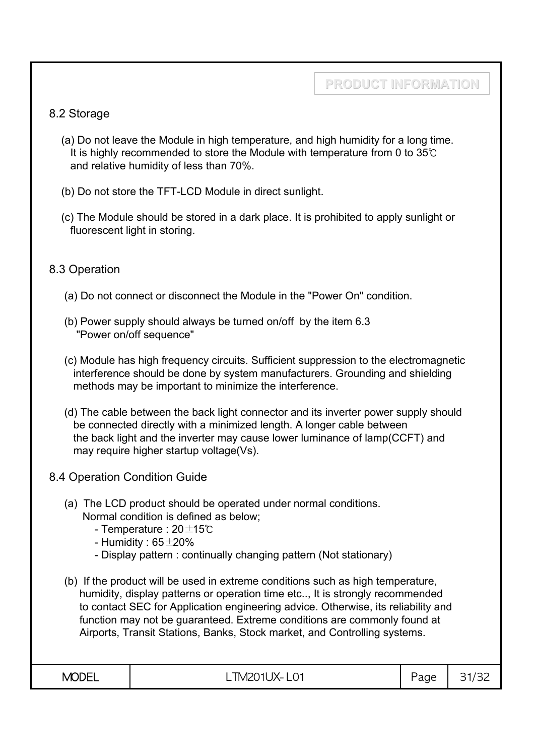## 8.2 Storage

(a) Do not leave the Module in high temperature, and high humidity for a long time. It is highly recommended to store the Module with temperature from 0 to 35℃ and relative humidity of less than 70%.

(b) Do not store the TFT-LCD Module in direct sunlight.

(c) The Module should be stored in a dark place. It is prohibited to apply sunlight or fluorescent light in storing.

## 8.3 Operation

(a) Do not connect or disconnect the Module in the "Power On" condition.

(b) Power supply should always be turned on/off by the item 6.3 "Power on/off sequence"

(c) Module has high frequency circuits. Sufficient suppression to the electromagnetic interference should be done by system manufacturers. Grounding and shielding methods may be important to minimize the interference.

(d) The cable between the back light connector and its inverter power supply should be connected directly with a minimized length. A longer cable between the back light and the inverter may cause lower luminance of lamp(CCFT) and may require higher startup voltage(Vs).

## 8.4 Operation Condition Guide

(a) The LCD product should be operated under normal conditions. Normal condition is defined as below;
- Temperature : 20±15℃
- Humidity : 65±20%
- Display pattern : continually changing pattern (Not stationary)

(b) If the product will be used in extreme conditions such as high temperature, humidity, display patterns or operation time etc.., It is strongly recommended to contact SEC for Application engineering advice. Otherwise, its reliability and function may not be guaranteed. Extreme conditions are commonly found at Airports, Transit Stations, Banks, Stock market, and Controlling systems.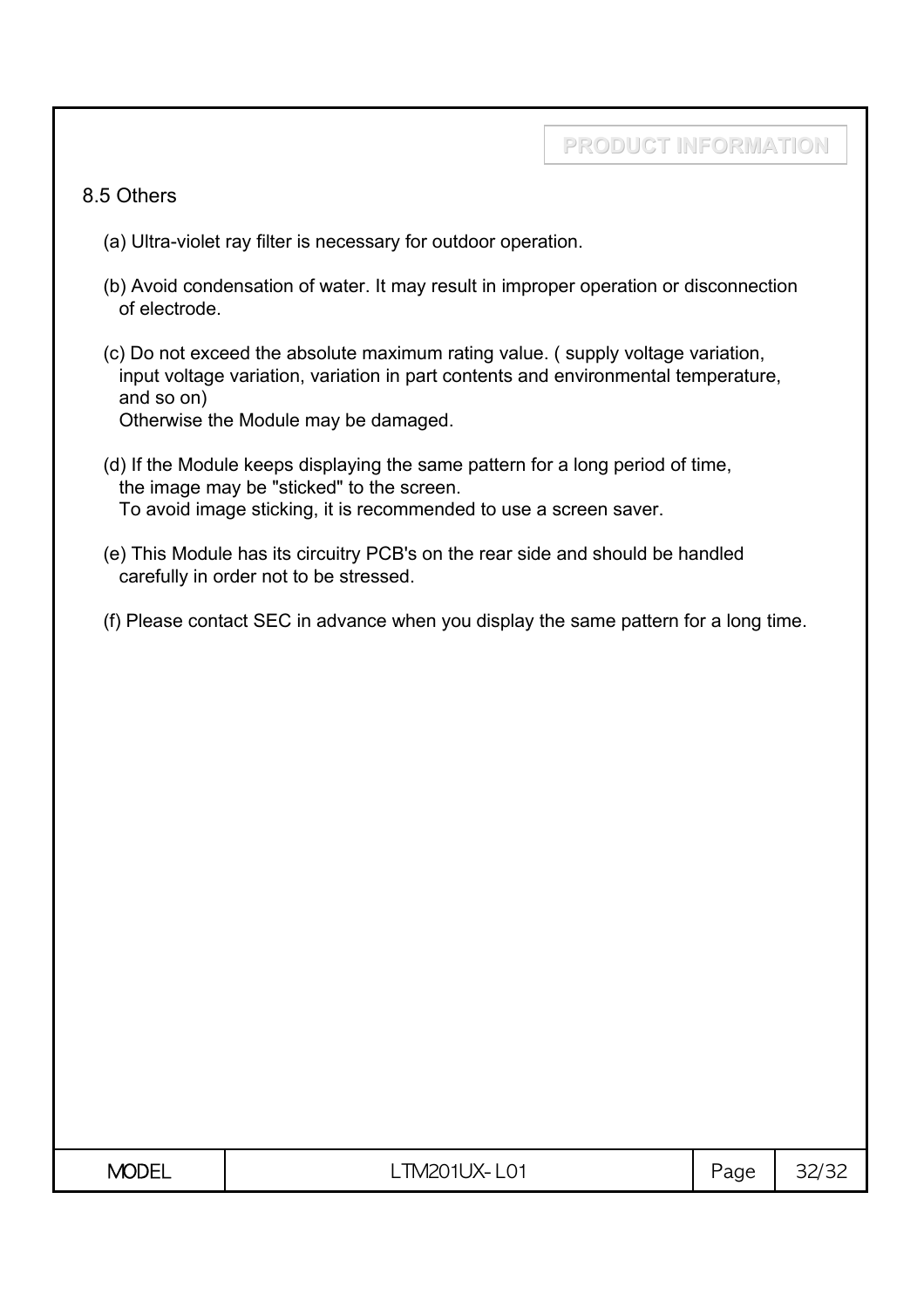## 8.5 Others

(a) Ultra-violet ray filter is necessary for outdoor operation.

(b) Avoid condensation of water. It may result in improper operation or disconnection of electrode.

(c) Do not exceed the absolute maximum rating value. ( supply voltage variation, input voltage variation, variation in part contents and environmental temperature, and so on)
Otherwise the Module may be damaged.

(d) If the Module keeps displaying the same pattern for a long period of time, the image may be "sticked" to the screen.
To avoid image sticking, it is recommended to use a screen saver.

(e) This Module has its circuitry PCB's on the rear side and should be handled carefully in order not to be stressed.

(f) Please contact SEC in advance when you display the same pattern for a long time.